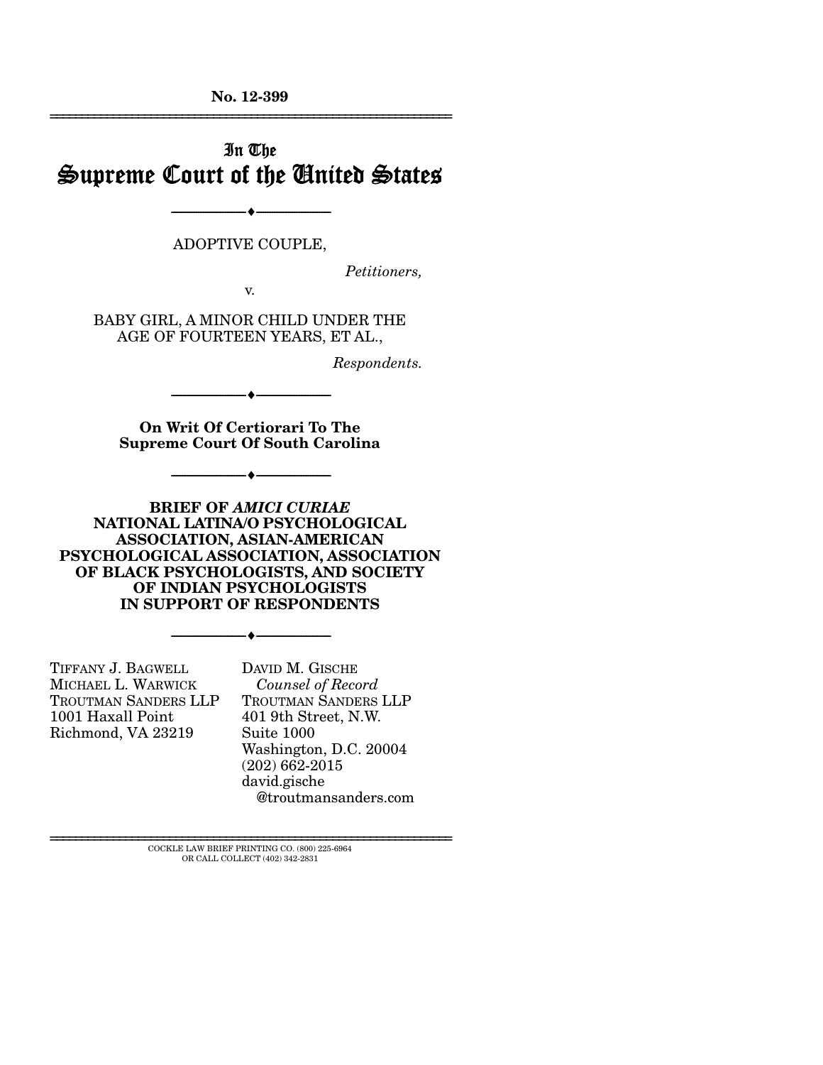**No. 12-399**

---

# In The Supreme Court of the United States

---

ADOPTIVE COUPLE,

*Petitioners,*

v.

BABY GIRL, A MINOR CHILD UNDER THE AGE OF FOURTEEN YEARS, ET AL.,

*Respondents.*

---

**On Writ Of Certiorari To The Supreme Court Of South Carolina**

---

**BRIEF OF *AMICI CURIAE* NATIONAL LATINA/O PSYCHOLOGICAL ASSOCIATION, ASIAN-AMERICAN PSYCHOLOGICAL ASSOCIATION, ASSOCIATION OF BLACK PSYCHOLOGISTS, AND SOCIETY OF INDIAN PSYCHOLOGISTS IN SUPPORT OF RESPONDENTS**

---

TIFFANY J. BAGWELL
MICHAEL L. WARWICK
TROUTMAN SANDERS LLP
1001 Haxall Point
Richmond, VA 23219

DAVID M. GISCHE
*Counsel of Record*
TROUTMAN SANDERS LLP
401 9th Street, N.W.
Suite 1000
Washington, D.C. 20004
(202) 662-2015
david.gische@troutmansanders.com

---

COCKLE LAW BRIEF PRINTING CO. (800) 225-6964
OR CALL COLLECT (402) 342-2831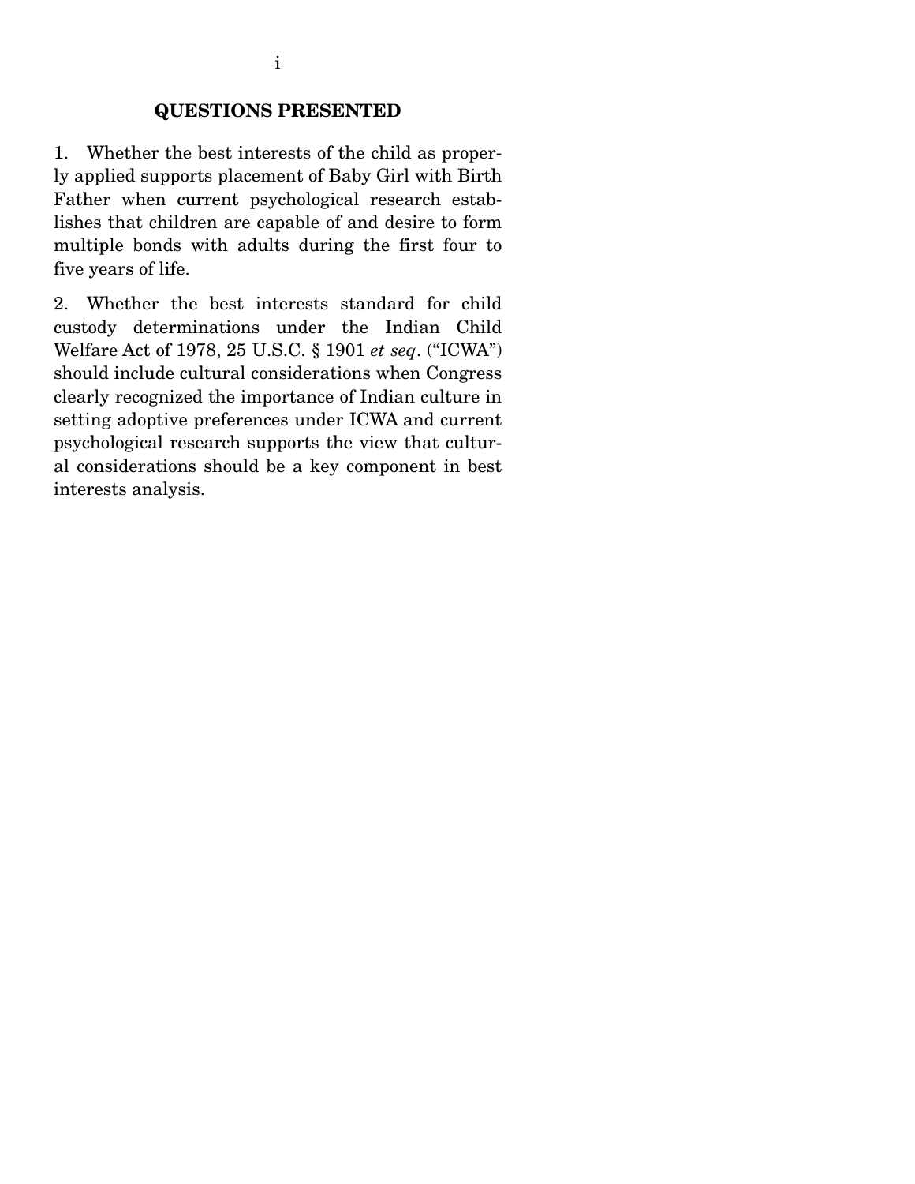## QUESTIONS PRESENTED

1. Whether the best interests of the child as properly applied supports placement of Baby Girl with Birth Father when current psychological research establishes that children are capable of and desire to form multiple bonds with adults during the first four to five years of life.

2. Whether the best interests standard for child custody determinations under the Indian Child Welfare Act of 1978, 25 U.S.C. § 1901 *et seq*. ("ICWA") should include cultural considerations when Congress clearly recognized the importance of Indian culture in setting adoptive preferences under ICWA and current psychological research supports the view that cultural considerations should be a key component in best interests analysis.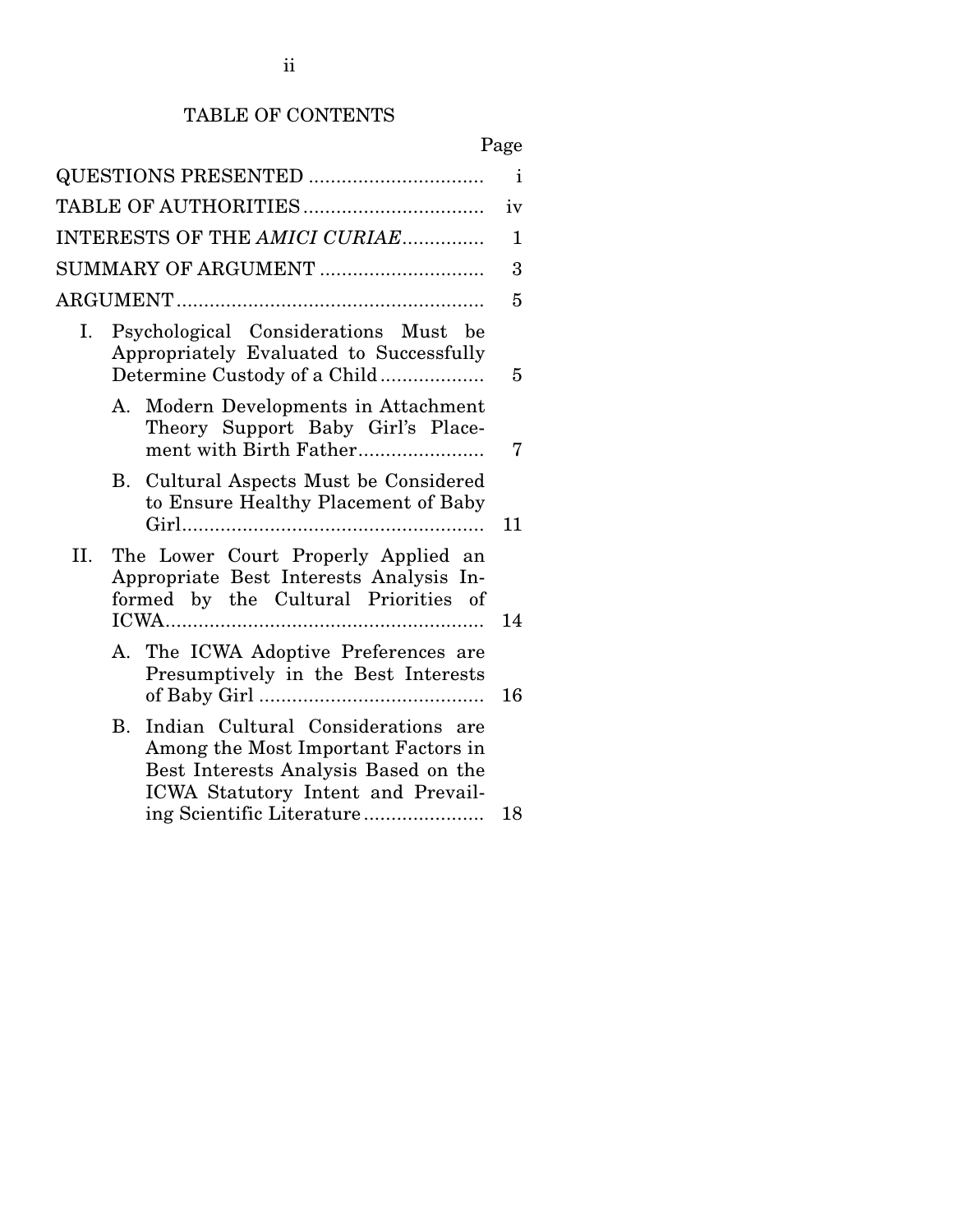## TABLE OF CONTENTS

| | Page |
|---|---|
| QUESTIONS PRESENTED | i |
| TABLE OF AUTHORITIES | iv |
| INTERESTS OF THE *AMICI CURIAE* | 1 |
| SUMMARY OF ARGUMENT | 3 |
| ARGUMENT | 5 |
| I. Psychological Considerations Must be Appropriately Evaluated to Successfully Determine Custody of a Child | 5 |
| A. Modern Developments in Attachment Theory Support Baby Girl's Placement with Birth Father | 7 |
| B. Cultural Aspects Must be Considered to Ensure Healthy Placement of Baby Girl | 11 |
| II. The Lower Court Properly Applied an Appropriate Best Interests Analysis Informed by the Cultural Priorities of ICWA | 14 |
| A. The ICWA Adoptive Preferences are Presumptively in the Best Interests of Baby Girl | 16 |
| B. Indian Cultural Considerations are Among the Most Important Factors in Best Interests Analysis Based on the ICWA Statutory Intent and Prevailing Scientific Literature | 18 |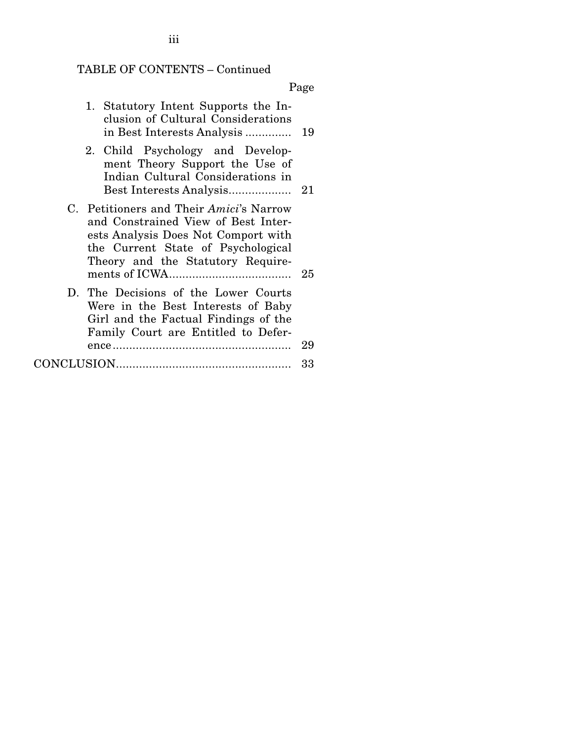TABLE OF CONTENTS – Continued

| | Page |
|---|---|
| 1. Statutory Intent Supports the Inclusion of Cultural Considerations in Best Interests Analysis | 19 |
| 2. Child Psychology and Development Theory Support the Use of Indian Cultural Considerations in Best Interests Analysis | 21 |
| C. Petitioners and Their *Amici*'s Narrow and Constrained View of Best Interests Analysis Does Not Comport with the Current State of Psychological Theory and the Statutory Requirements of ICWA | 25 |
| D. The Decisions of the Lower Courts Were in the Best Interests of Baby Girl and the Factual Findings of the Family Court are Entitled to Deference | 29 |
| CONCLUSION | 33 |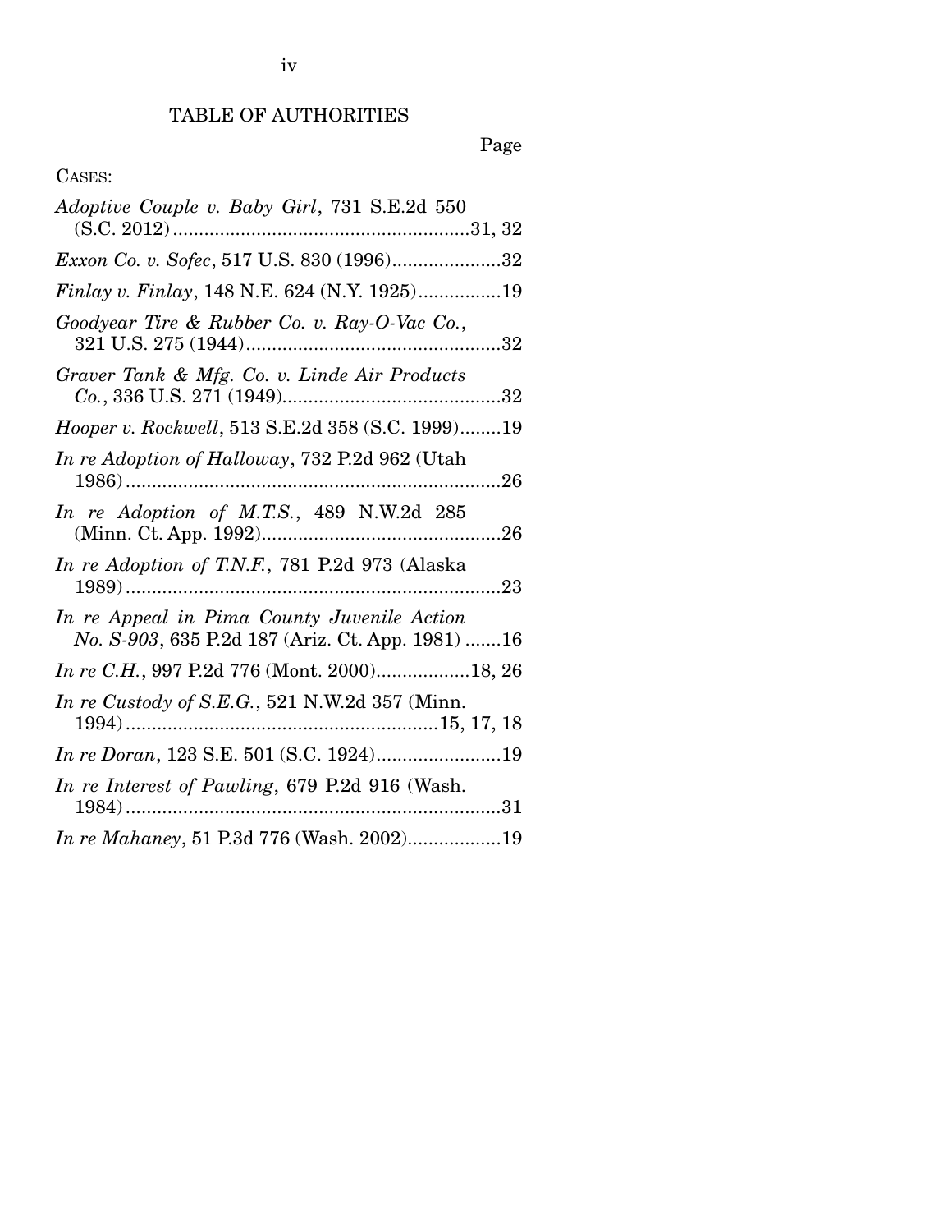# TABLE OF AUTHORITIES

Page

CASES:

*Adoptive Couple v. Baby Girl*, 731 S.E.2d 550 (S.C. 2012) ........................................................31, 32

*Exxon Co. v. Sofec*, 517 U.S. 830 (1996).....................32

*Finlay v. Finlay*, 148 N.E. 624 (N.Y. 1925)................19

*Goodyear Tire & Rubber Co. v. Ray-O-Vac Co.*, 321 U.S. 275 (1944).................................................32

*Graver Tank & Mfg. Co. v. Linde Air Products Co.*, 336 U.S. 271 (1949)..........................................32

*Hooper v. Rockwell*, 513 S.E.2d 358 (S.C. 1999)........19

*In re Adoption of Halloway*, 732 P.2d 962 (Utah 1986)........................................................................26

*In re Adoption of M.T.S.*, 489 N.W.2d 285 (Minn. Ct. App. 1992)..............................................26

*In re Adoption of T.N.F.*, 781 P.2d 973 (Alaska 1989)........................................................................23

*In re Appeal in Pima County Juvenile Action No. S-903*, 635 P.2d 187 (Ariz. Ct. App. 1981) .......16

*In re C.H.*, 997 P.2d 776 (Mont. 2000)..................18, 26

*In re Custody of S.E.G.*, 521 N.W.2d 357 (Minn. 1994)...........................................................15, 17, 18

*In re Doran*, 123 S.E. 501 (S.C. 1924)........................19

*In re Interest of Pawling*, 679 P.2d 916 (Wash. 1984)........................................................................31

*In re Mahaney*, 51 P.3d 776 (Wash. 2002)..................19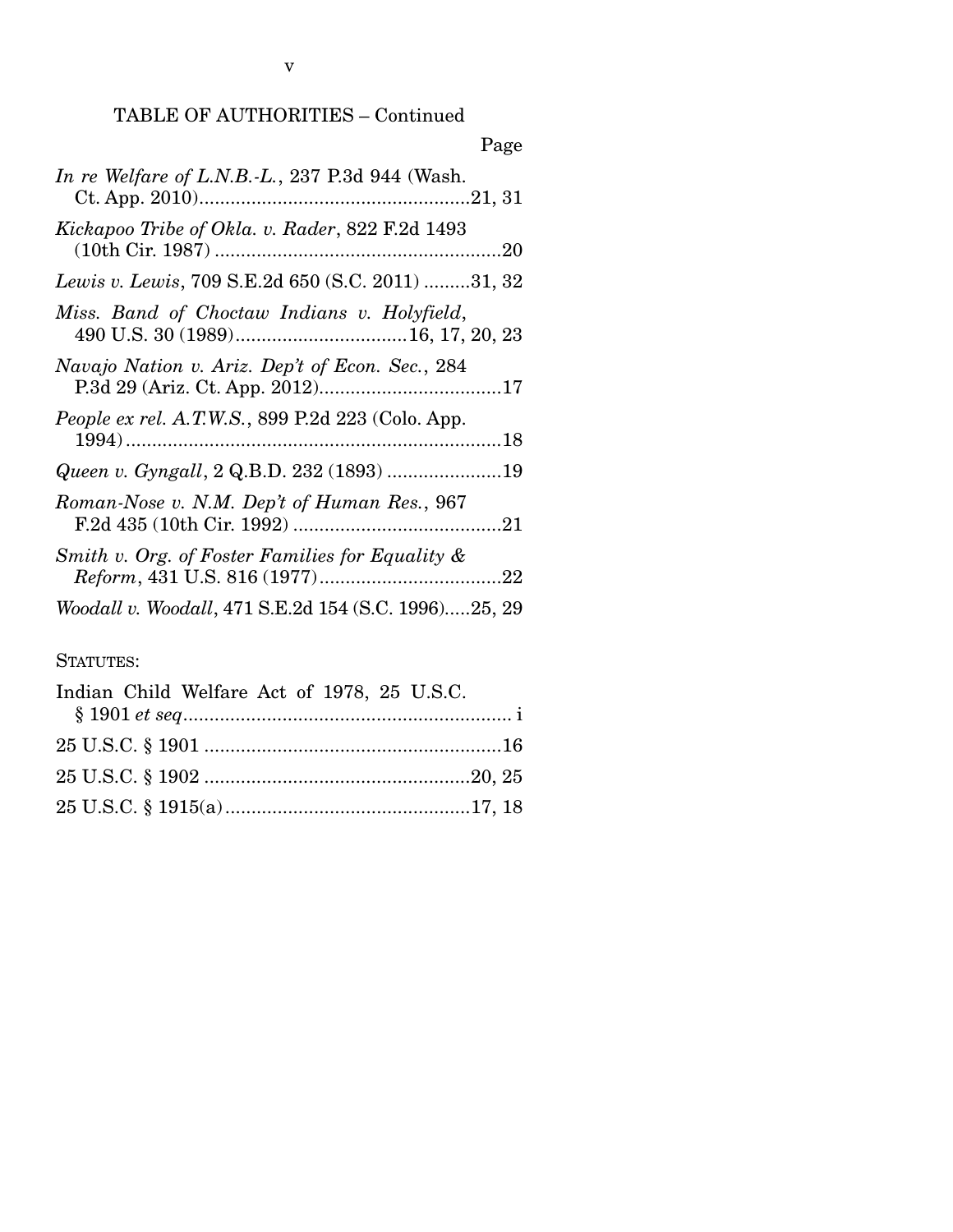TABLE OF AUTHORITIES – Continued

Page

*In re Welfare of L.N.B.-L.*, 237 P.3d 944 (Wash. Ct. App. 2010)....................................................21, 31

*Kickapoo Tribe of Okla. v. Rader*, 822 F.2d 1493 (10th Cir. 1987) .......................................................20

*Lewis v. Lewis*, 709 S.E.2d 650 (S.C. 2011) .........31, 32

*Miss. Band of Choctaw Indians v. Holyfield*, 490 U.S. 30 (1989).................................16, 17, 20, 23

*Navajo Nation v. Ariz. Dep't of Econ. Sec.*, 284 P.3d 29 (Ariz. Ct. App. 2012)...................................17

*People ex rel. A.T.W.S.*, 899 P.2d 223 (Colo. App. 1994).........................................................................18

*Queen v. Gyngall*, 2 Q.B.D. 232 (1893) ......................19

*Roman-Nose v. N.M. Dep't of Human Res.*, 967 F.2d 435 (10th Cir. 1992) ........................................21

*Smith v. Org. of Foster Families for Equality & Reform*, 431 U.S. 816 (1977)...................................22

*Woodall v. Woodall*, 471 S.E.2d 154 (S.C. 1996).....25, 29

STATUTES:

Indian Child Welfare Act of 1978, 25 U.S.C. § 1901 *et seq*.............................................................. i

25 U.S.C. § 1901 .........................................................16

25 U.S.C. § 1902 ...................................................20, 25

25 U.S.C. § 1915(a)...............................................17, 18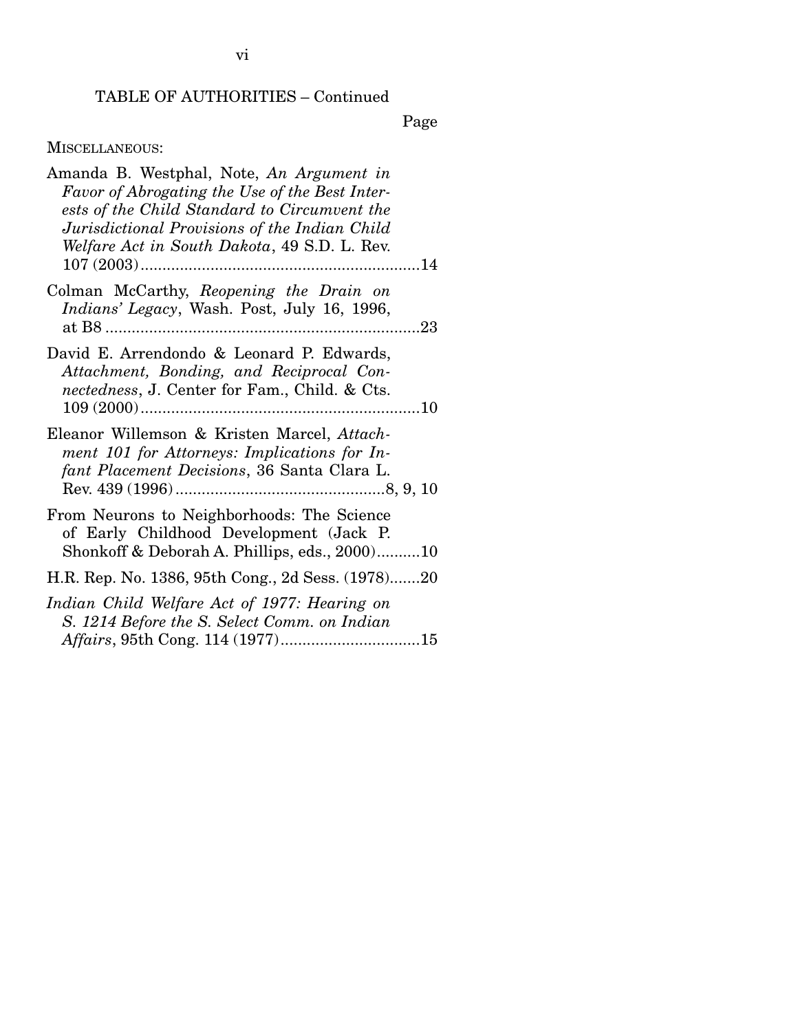TABLE OF AUTHORITIES – Continued

Page

MISCELLANEOUS:

Amanda B. Westphal, Note, *An Argument in Favor of Abrogating the Use of the Best Interests of the Child Standard to Circumvent the Jurisdictional Provisions of the Indian Child Welfare Act in South Dakota*, 49 S.D. L. Rev. 107 (2003) ....................14

Colman McCarthy, *Reopening the Drain on Indians' Legacy*, Wash. Post, July 16, 1996, at B8 ....................23

David E. Arrendondo & Leonard P. Edwards, *Attachment, Bonding, and Reciprocal Connectedness*, J. Center for Fam., Child. & Cts. 109 (2000) ....................10

Eleanor Willemson & Kristen Marcel, *Attachment 101 for Attorneys: Implications for Infant Placement Decisions*, 36 Santa Clara L. Rev. 439 (1996) ....................8, 9, 10

From Neurons to Neighborhoods: The Science of Early Childhood Development (Jack P. Shonkoff & Deborah A. Phillips, eds., 2000) ....................10

H.R. Rep. No. 1386, 95th Cong., 2d Sess. (1978) ....................20

*Indian Child Welfare Act of 1977: Hearing on S. 1214 Before the S. Select Comm. on Indian Affairs*, 95th Cong. 114 (1977) ....................15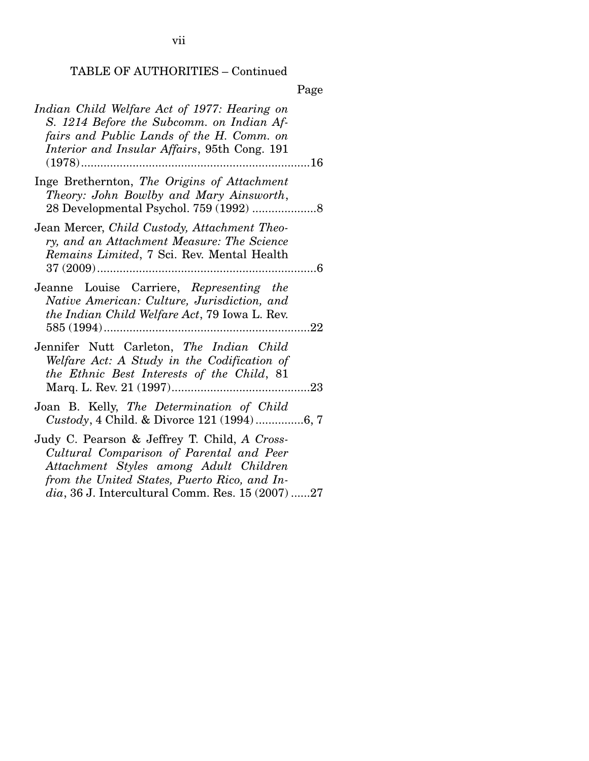TABLE OF AUTHORITIES – Continued

Page

*Indian Child Welfare Act of 1977: Hearing on S. 1214 Before the Subcomm. on Indian Affairs and Public Lands of the H. Comm. on Interior and Insular Affairs*, 95th Cong. 191 (1978) ....................................................................16

Inge Bretherton, *The Origins of Attachment Theory: John Bowlby and Mary Ainsworth*, 28 Developmental Psychol. 759 (1992) ....................8

Jean Mercer, *Child Custody, Attachment Theory, and an Attachment Measure: The Science Remains Limited*, 7 Sci. Rev. Mental Health 37 (2009) ....................................................................6

Jeanne Louise Carriere, *Representing the Native American: Culture, Jurisdiction, and the Indian Child Welfare Act*, 79 Iowa L. Rev. 585 (1994) ................................................................22

Jennifer Nutt Carleton, *The Indian Child Welfare Act: A Study in the Codification of the Ethnic Best Interests of the Child*, 81 Marq. L. Rev. 21 (1997)...........................................23

Joan B. Kelly, *The Determination of Child Custody*, 4 Child. & Divorce 121 (1994) ...............6, 7

Judy C. Pearson & Jeffrey T. Child, *A Cross-Cultural Comparison of Parental and Peer Attachment Styles among Adult Children from the United States, Puerto Rico, and India*, 36 J. Intercultural Comm. Res. 15 (2007) ......27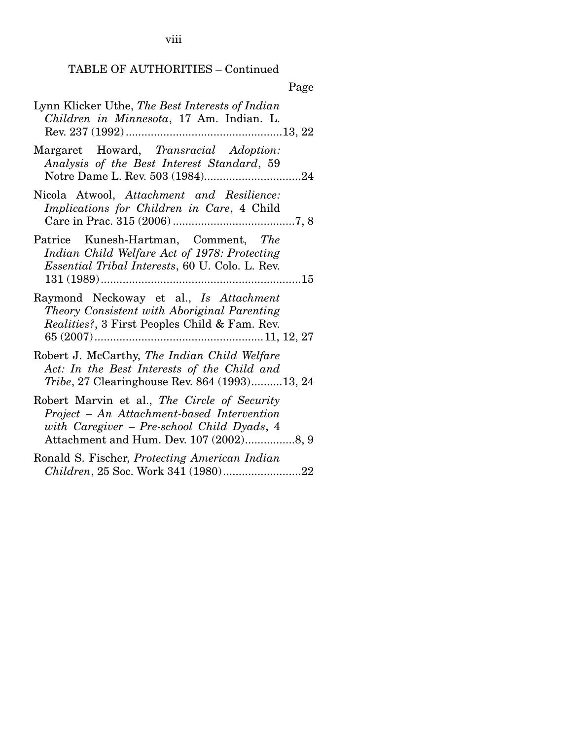TABLE OF AUTHORITIES – Continued

Page

Lynn Klicker Uthe, *The Best Interests of Indian Children in Minnesota*, 17 Am. Indian. L. Rev. 237 (1992) .......................................................13, 22

Margaret Howard, *Transracial Adoption: Analysis of the Best Interest Standard*, 59 Notre Dame L. Rev. 503 (1984)...............................24

Nicola Atwool, *Attachment and Resilience: Implications for Children in Care*, 4 Child Care in Prac. 315 (2006) .......................................7, 8

Patrice Kunesh-Hartman, Comment, *The Indian Child Welfare Act of 1978: Protecting Essential Tribal Interests*, 60 U. Colo. L. Rev. 131 (1989) .................................................................15

Raymond Neckoway et al., *Is Attachment Theory Consistent with Aboriginal Parenting Realities?*, 3 First Peoples Child & Fam. Rev. 65 (2007) ......................................................11, 12, 27

Robert J. McCarthy, *The Indian Child Welfare Act: In the Best Interests of the Child and Tribe*, 27 Clearinghouse Rev. 864 (1993)..........13, 24

Robert Marvin et al., *The Circle of Security Project – An Attachment-based Intervention with Caregiver – Pre-school Child Dyads*, 4 Attachment and Hum. Dev. 107 (2002)................8, 9

Ronald S. Fischer, *Protecting American Indian Children*, 25 Soc. Work 341 (1980).........................22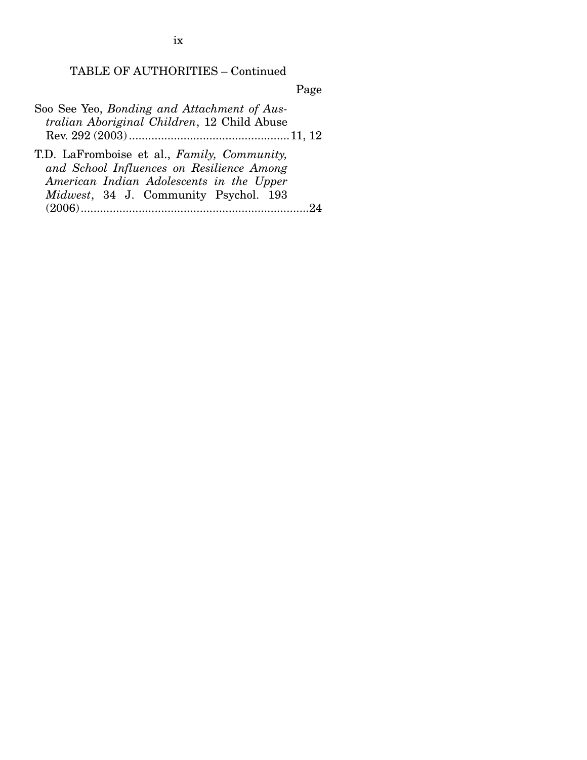TABLE OF AUTHORITIES – Continued

Page

Soo See Yeo, *Bonding and Attachment of Australian Aboriginal Children*, 12 Child Abuse Rev. 292 (2003) .................................................. 11, 12

T.D. LaFromboise et al., *Family, Community, and School Influences on Resilience Among American Indian Adolescents in the Upper Midwest*, 34 J. Community Psychol. 193 (2006) ........................................................................ 24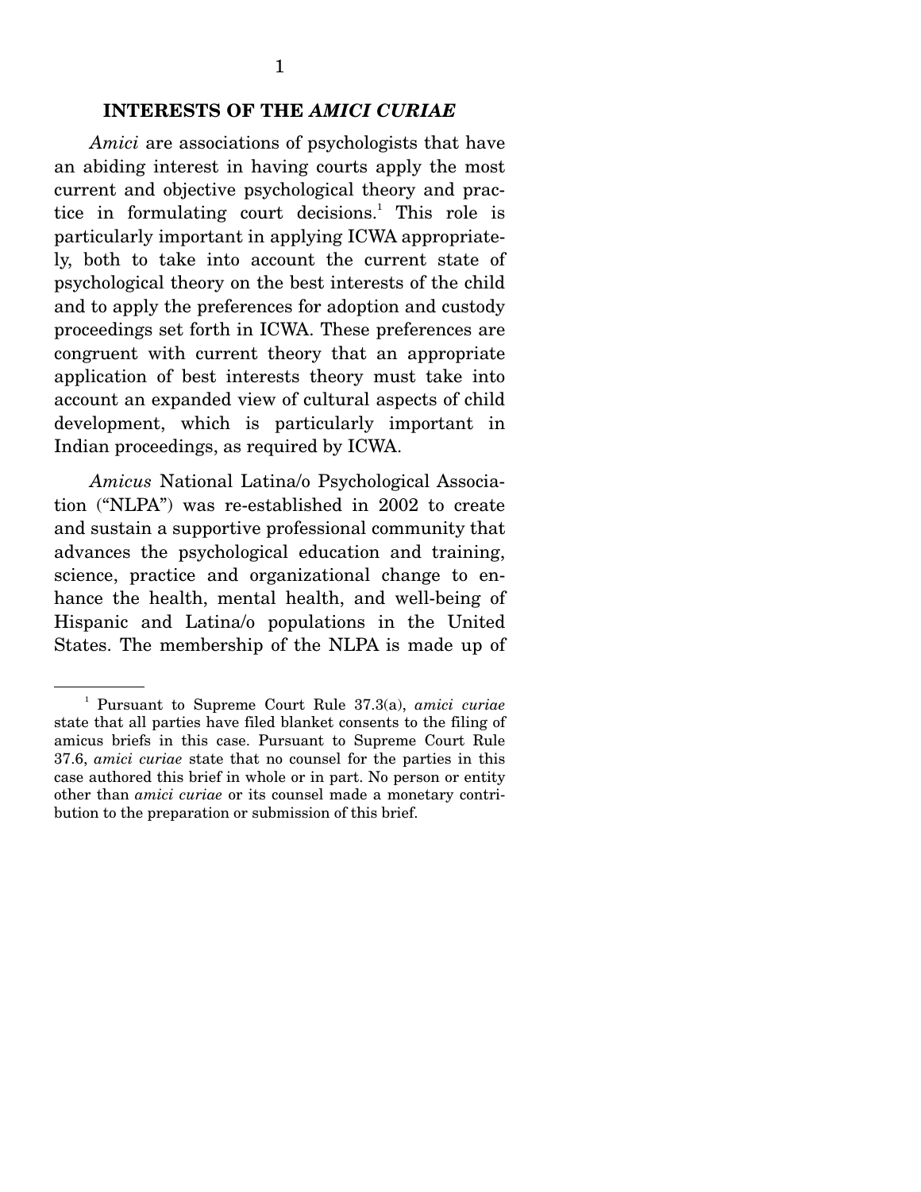## INTERESTS OF THE *AMICI CURIAE*

*Amici* are associations of psychologists that have an abiding interest in having courts apply the most current and objective psychological theory and practice in formulating court decisions.[1] This role is particularly important in applying ICWA appropriately, both to take into account the current state of psychological theory on the best interests of the child and to apply the preferences for adoption and custody proceedings set forth in ICWA. These preferences are congruent with current theory that an appropriate application of best interests theory must take into account an expanded view of cultural aspects of child development, which is particularly important in Indian proceedings, as required by ICWA.

*Amicus* National Latina/o Psychological Association ("NLPA") was re-established in 2002 to create and sustain a supportive professional community that advances the psychological education and training, science, practice and organizational change to enhance the health, mental health, and well-being of Hispanic and Latina/o populations in the United States. The membership of the NLPA is made up of

---

[1] Pursuant to Supreme Court Rule 37.3(a), *amici curiae* state that all parties have filed blanket consents to the filing of amicus briefs in this case. Pursuant to Supreme Court Rule 37.6, *amici curiae* state that no counsel for the parties in this case authored this brief in whole or in part. No person or entity other than *amici curiae* or its counsel made a monetary contribution to the preparation or submission of this brief.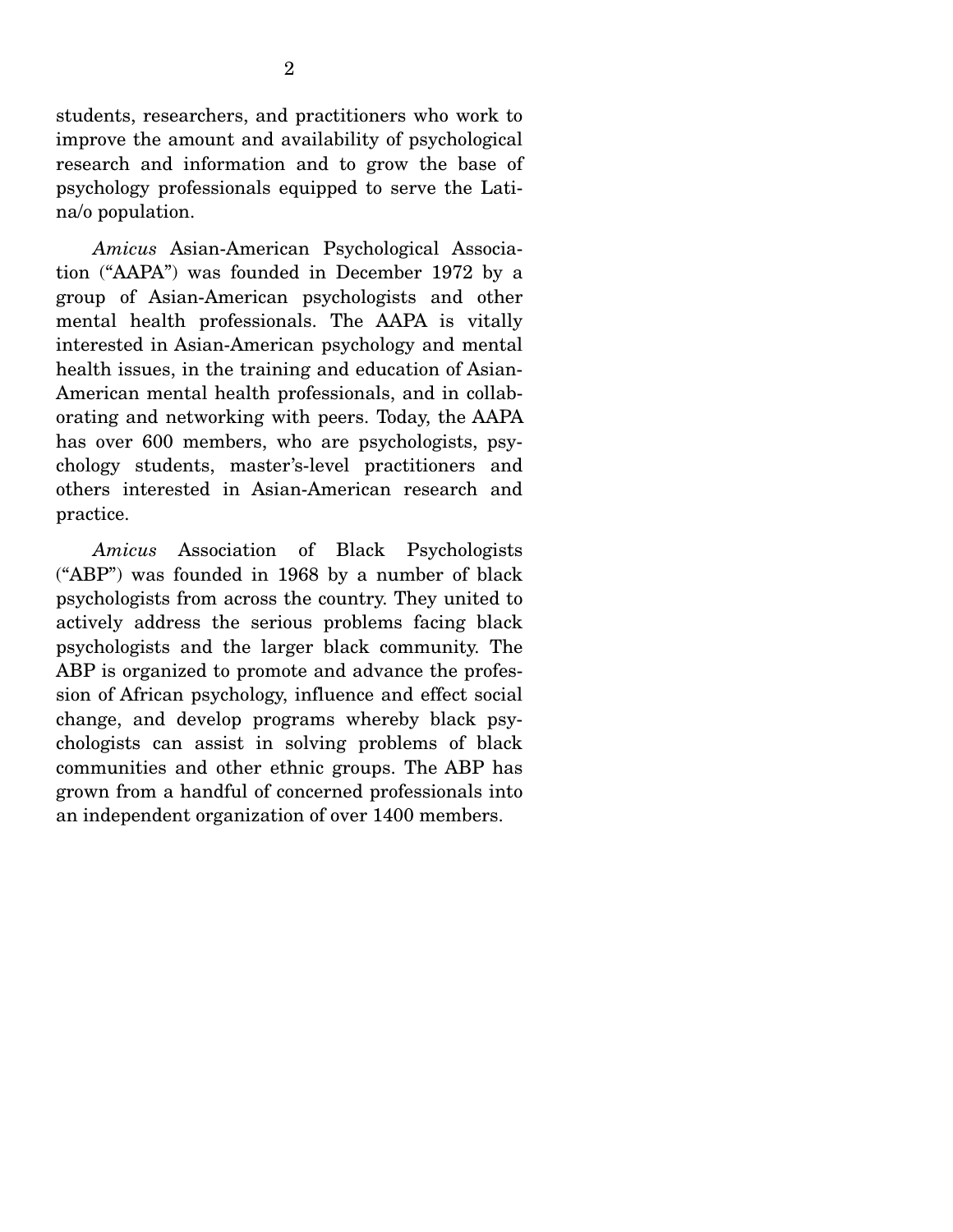students, researchers, and practitioners who work to improve the amount and availability of psychological research and information and to grow the base of psychology professionals equipped to serve the Latina/o population.

*Amicus* Asian-American Psychological Association ("AAPA") was founded in December 1972 by a group of Asian-American psychologists and other mental health professionals. The AAPA is vitally interested in Asian-American psychology and mental health issues, in the training and education of Asian-American mental health professionals, and in collaborating and networking with peers. Today, the AAPA has over 600 members, who are psychologists, psychology students, master's-level practitioners and others interested in Asian-American research and practice.

*Amicus* Association of Black Psychologists ("ABP") was founded in 1968 by a number of black psychologists from across the country. They united to actively address the serious problems facing black psychologists and the larger black community. The ABP is organized to promote and advance the profession of African psychology, influence and effect social change, and develop programs whereby black psychologists can assist in solving problems of black communities and other ethnic groups. The ABP has grown from a handful of concerned professionals into an independent organization of over 1400 members.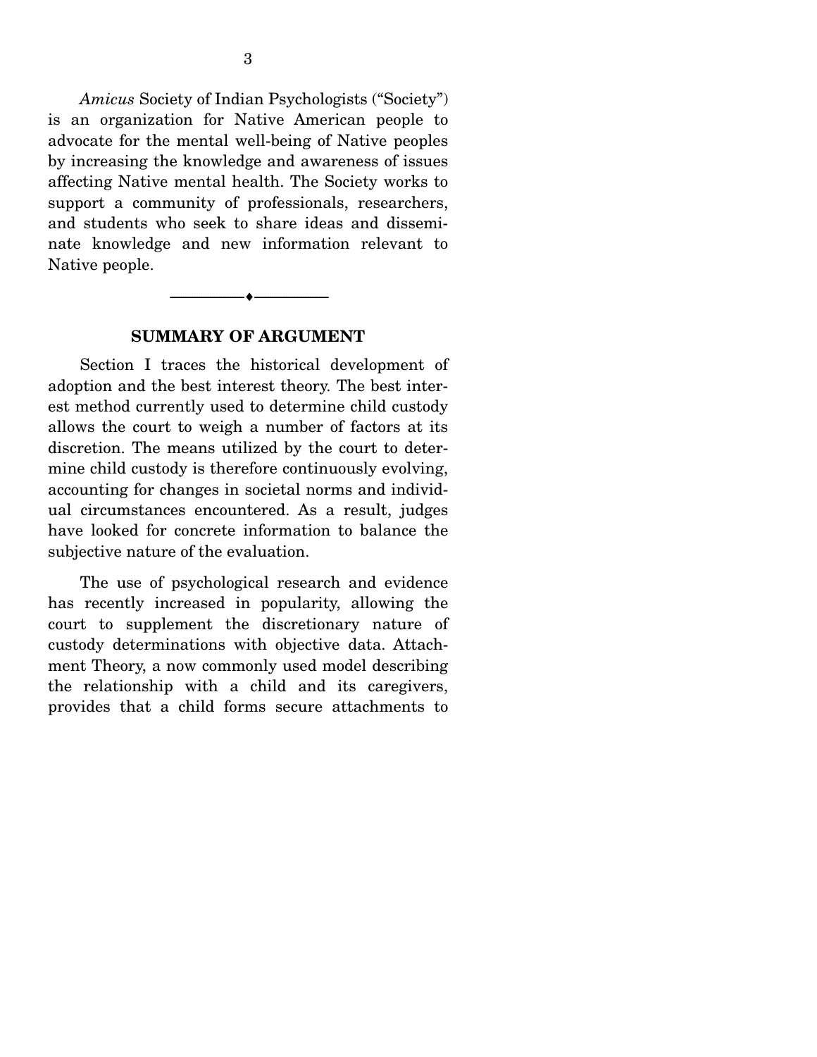*Amicus* Society of Indian Psychologists ("Society") is an organization for Native American people to advocate for the mental well-being of Native peoples by increasing the knowledge and awareness of issues affecting Native mental health. The Society works to support a community of professionals, researchers, and students who seek to share ideas and disseminate knowledge and new information relevant to Native people.

---

## SUMMARY OF ARGUMENT

Section I traces the historical development of adoption and the best interest theory. The best interest method currently used to determine child custody allows the court to weigh a number of factors at its discretion. The means utilized by the court to determine child custody is therefore continuously evolving, accounting for changes in societal norms and individual circumstances encountered. As a result, judges have looked for concrete information to balance the subjective nature of the evaluation.

The use of psychological research and evidence has recently increased in popularity, allowing the court to supplement the discretionary nature of custody determinations with objective data. Attachment Theory, a now commonly used model describing the relationship with a child and its caregivers, provides that a child forms secure attachments to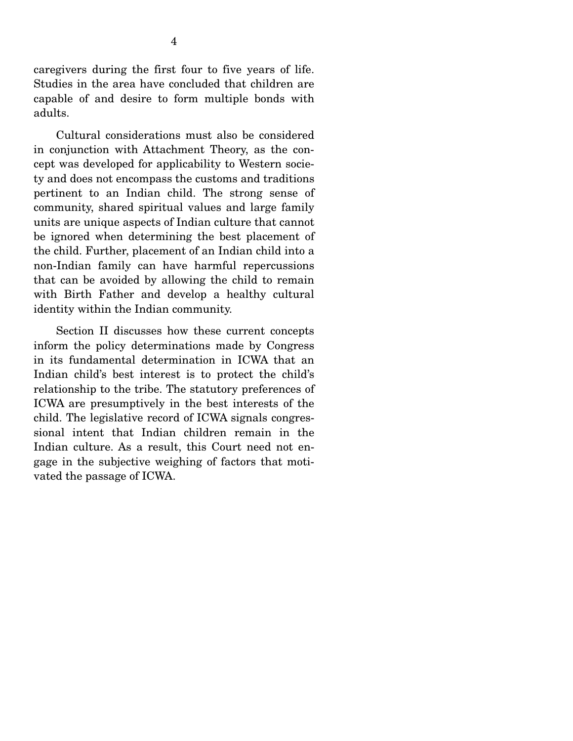caregivers during the first four to five years of life. Studies in the area have concluded that children are capable of and desire to form multiple bonds with adults.

Cultural considerations must also be considered in conjunction with Attachment Theory, as the concept was developed for applicability to Western society and does not encompass the customs and traditions pertinent to an Indian child. The strong sense of community, shared spiritual values and large family units are unique aspects of Indian culture that cannot be ignored when determining the best placement of the child. Further, placement of an Indian child into a non-Indian family can have harmful repercussions that can be avoided by allowing the child to remain with Birth Father and develop a healthy cultural identity within the Indian community.

Section II discusses how these current concepts inform the policy determinations made by Congress in its fundamental determination in ICWA that an Indian child's best interest is to protect the child's relationship to the tribe. The statutory preferences of ICWA are presumptively in the best interests of the child. The legislative record of ICWA signals congressional intent that Indian children remain in the Indian culture. As a result, this Court need not engage in the subjective weighing of factors that motivated the passage of ICWA.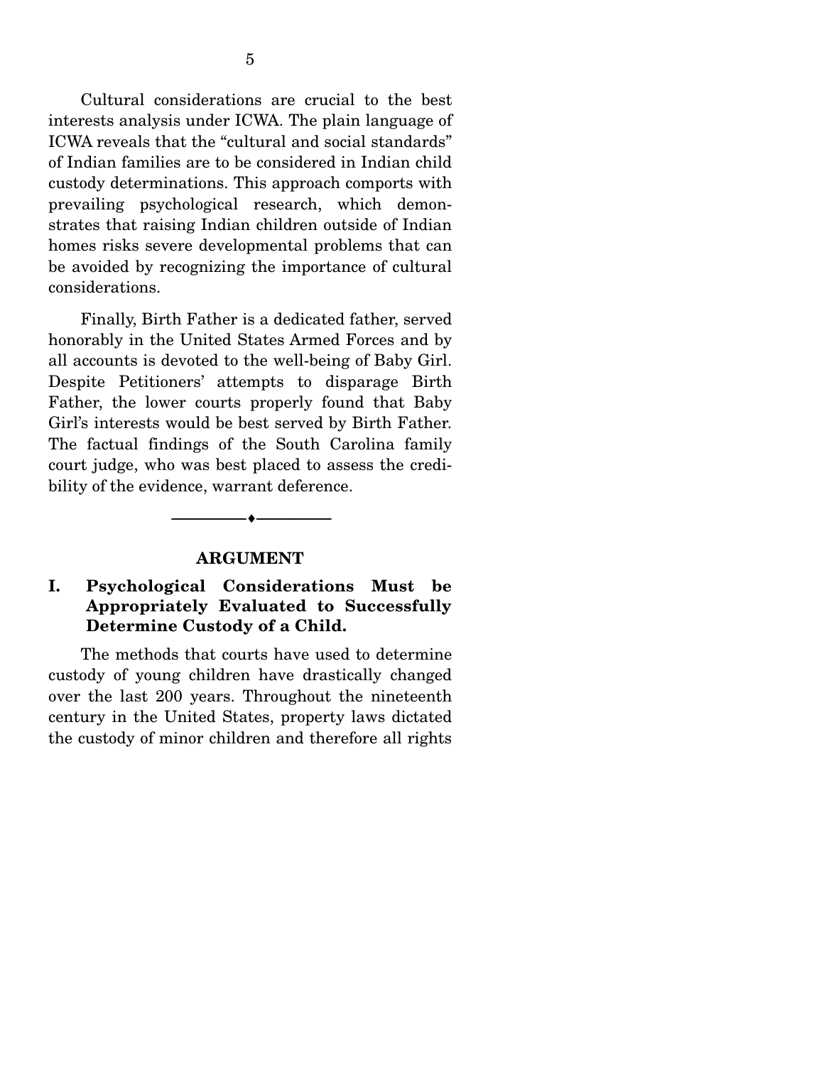Cultural considerations are crucial to the best interests analysis under ICWA. The plain language of ICWA reveals that the "cultural and social standards" of Indian families are to be considered in Indian child custody determinations. This approach comports with prevailing psychological research, which demonstrates that raising Indian children outside of Indian homes risks severe developmental problems that can be avoided by recognizing the importance of cultural considerations.

Finally, Birth Father is a dedicated father, served honorably in the United States Armed Forces and by all accounts is devoted to the well-being of Baby Girl. Despite Petitioners' attempts to disparage Birth Father, the lower courts properly found that Baby Girl's interests would be best served by Birth Father. The factual findings of the South Carolina family court judge, who was best placed to assess the credibility of the evidence, warrant deference.

---

## ARGUMENT

### I. Psychological Considerations Must be Appropriately Evaluated to Successfully Determine Custody of a Child.

The methods that courts have used to determine custody of young children have drastically changed over the last 200 years. Throughout the nineteenth century in the United States, property laws dictated the custody of minor children and therefore all rights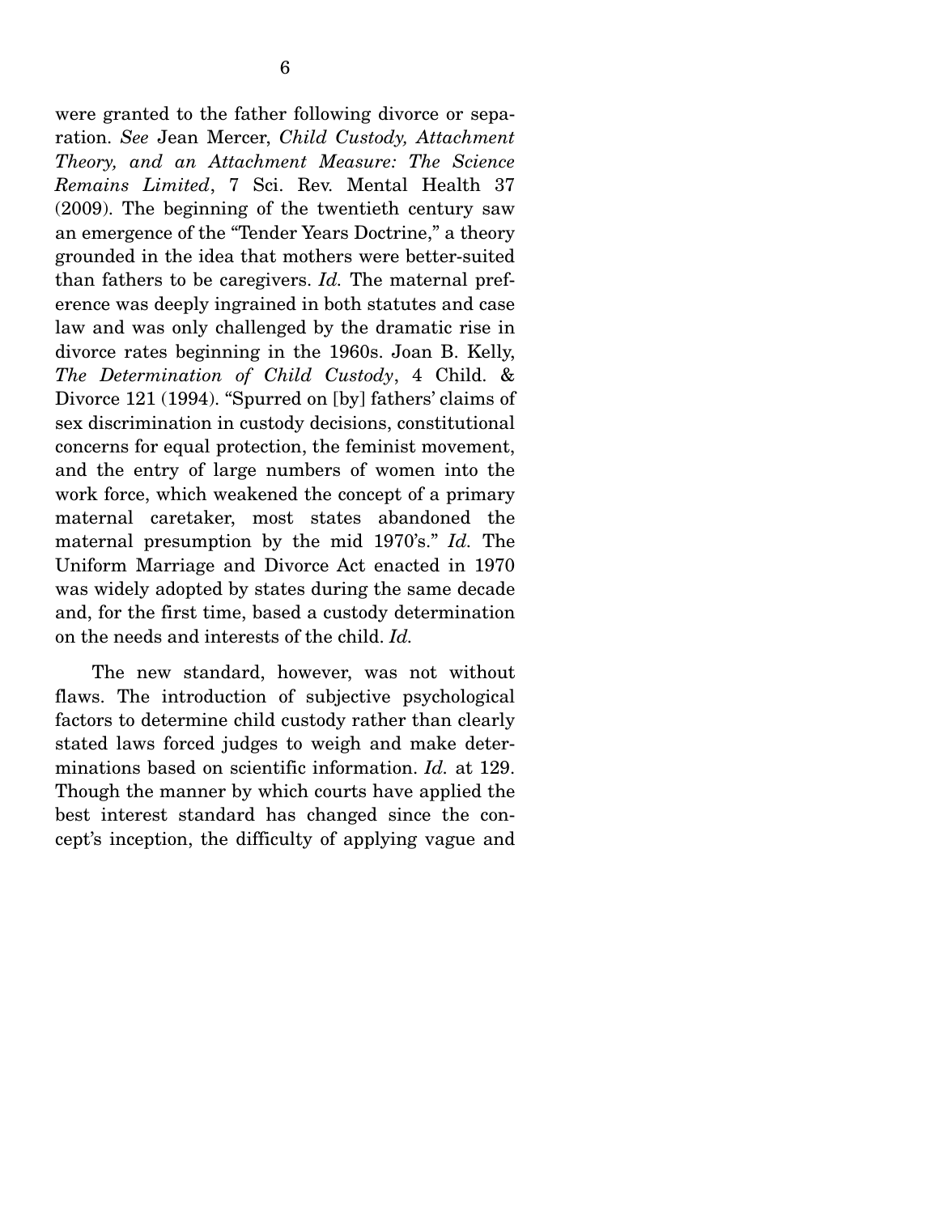were granted to the father following divorce or separation. *See* Jean Mercer, *Child Custody, Attachment Theory, and an Attachment Measure: The Science Remains Limited*, 7 Sci. Rev. Mental Health 37 (2009). The beginning of the twentieth century saw an emergence of the "Tender Years Doctrine," a theory grounded in the idea that mothers were better-suited than fathers to be caregivers. *Id.* The maternal preference was deeply ingrained in both statutes and case law and was only challenged by the dramatic rise in divorce rates beginning in the 1960s. Joan B. Kelly, *The Determination of Child Custody*, 4 Child. & Divorce 121 (1994). "Spurred on [by] fathers' claims of sex discrimination in custody decisions, constitutional concerns for equal protection, the feminist movement, and the entry of large numbers of women into the work force, which weakened the concept of a primary maternal caretaker, most states abandoned the maternal presumption by the mid 1970's." *Id.* The Uniform Marriage and Divorce Act enacted in 1970 was widely adopted by states during the same decade and, for the first time, based a custody determination on the needs and interests of the child. *Id.*

The new standard, however, was not without flaws. The introduction of subjective psychological factors to determine child custody rather than clearly stated laws forced judges to weigh and make determinations based on scientific information. *Id.* at 129. Though the manner by which courts have applied the best interest standard has changed since the concept's inception, the difficulty of applying vague and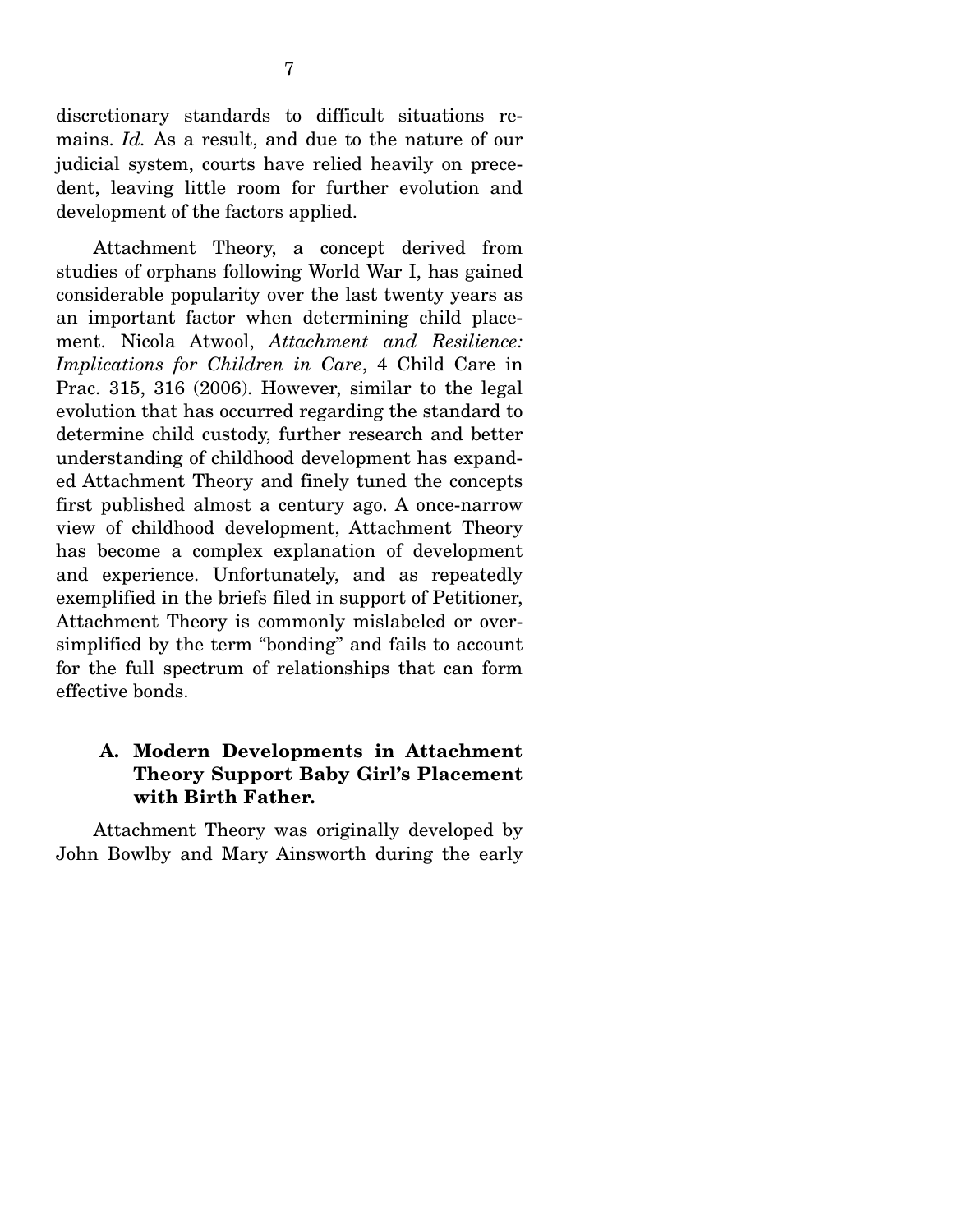discretionary standards to difficult situations remains. *Id.* As a result, and due to the nature of our judicial system, courts have relied heavily on precedent, leaving little room for further evolution and development of the factors applied.

Attachment Theory, a concept derived from studies of orphans following World War I, has gained considerable popularity over the last twenty years as an important factor when determining child placement. Nicola Atwool, *Attachment and Resilience: Implications for Children in Care*, 4 Child Care in Prac. 315, 316 (2006). However, similar to the legal evolution that has occurred regarding the standard to determine child custody, further research and better understanding of childhood development has expanded Attachment Theory and finely tuned the concepts first published almost a century ago. A once-narrow view of childhood development, Attachment Theory has become a complex explanation of development and experience. Unfortunately, and as repeatedly exemplified in the briefs filed in support of Petitioner, Attachment Theory is commonly mislabeled or oversimplified by the term "bonding" and fails to account for the full spectrum of relationships that can form effective bonds.

### A. Modern Developments in Attachment Theory Support Baby Girl's Placement with Birth Father.

Attachment Theory was originally developed by John Bowlby and Mary Ainsworth during the early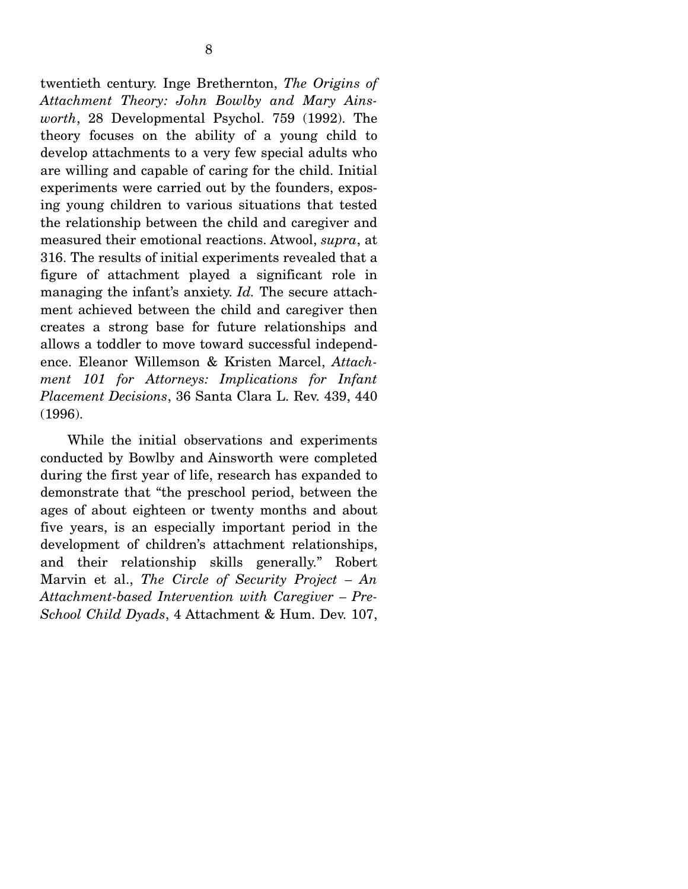twentieth century. Inge Brethernton, *The Origins of Attachment Theory: John Bowlby and Mary Ainsworth*, 28 Developmental Psychol. 759 (1992). The theory focuses on the ability of a young child to develop attachments to a very few special adults who are willing and capable of caring for the child. Initial experiments were carried out by the founders, exposing young children to various situations that tested the relationship between the child and caregiver and measured their emotional reactions. Atwool, *supra*, at 316. The results of initial experiments revealed that a figure of attachment played a significant role in managing the infant's anxiety. *Id.* The secure attachment achieved between the child and caregiver then creates a strong base for future relationships and allows a toddler to move toward successful independence. Eleanor Willemson & Kristen Marcel, *Attachment 101 for Attorneys: Implications for Infant Placement Decisions*, 36 Santa Clara L. Rev. 439, 440 (1996).

While the initial observations and experiments conducted by Bowlby and Ainsworth were completed during the first year of life, research has expanded to demonstrate that "the preschool period, between the ages of about eighteen or twenty months and about five years, is an especially important period in the development of children's attachment relationships, and their relationship skills generally." Robert Marvin et al., *The Circle of Security Project – An Attachment-based Intervention with Caregiver – Pre-School Child Dyads*, 4 Attachment & Hum. Dev. 107,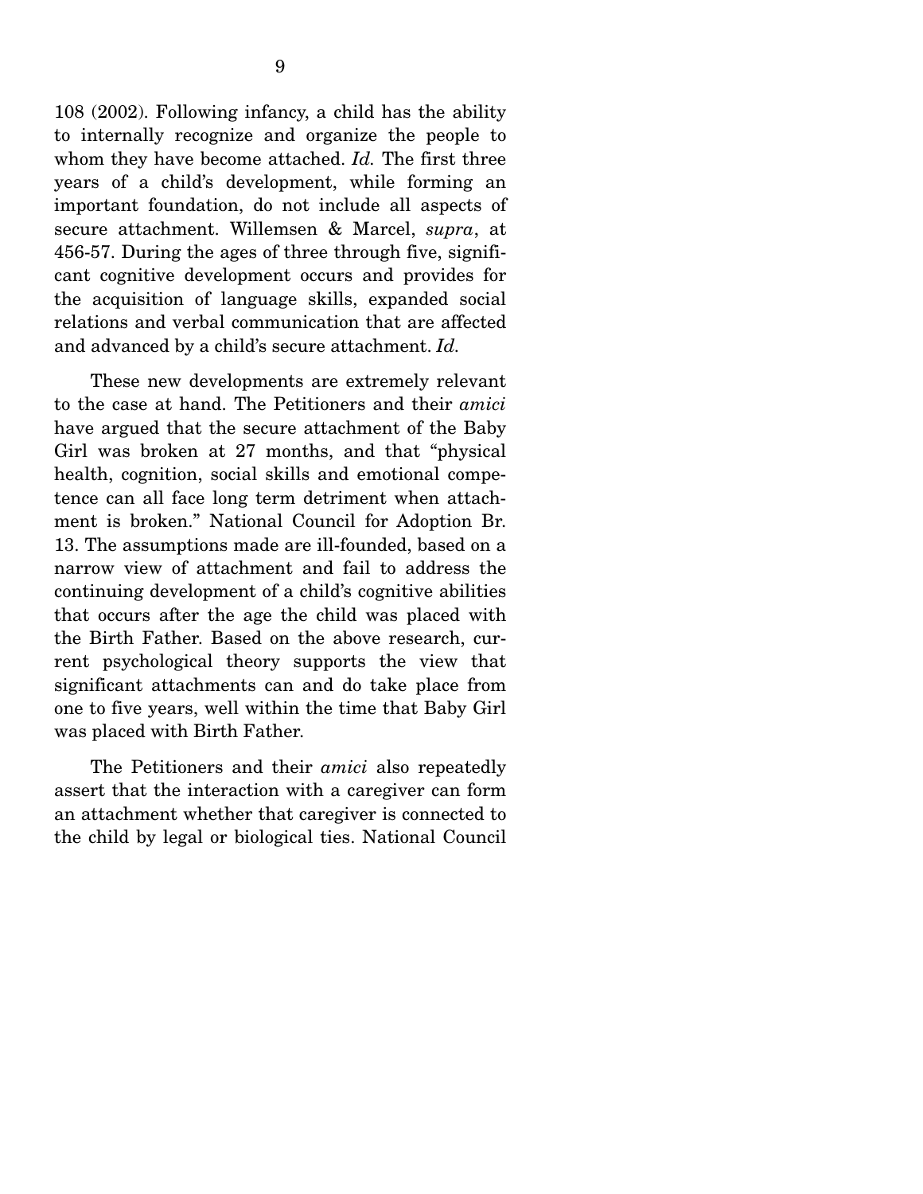108 (2002). Following infancy, a child has the ability to internally recognize and organize the people to whom they have become attached. *Id.* The first three years of a child's development, while forming an important foundation, do not include all aspects of secure attachment. Willemsen & Marcel, *supra*, at 456-57. During the ages of three through five, significant cognitive development occurs and provides for the acquisition of language skills, expanded social relations and verbal communication that are affected and advanced by a child's secure attachment. *Id.*

These new developments are extremely relevant to the case at hand. The Petitioners and their *amici* have argued that the secure attachment of the Baby Girl was broken at 27 months, and that "physical health, cognition, social skills and emotional competence can all face long term detriment when attachment is broken." National Council for Adoption Br. 13. The assumptions made are ill-founded, based on a narrow view of attachment and fail to address the continuing development of a child's cognitive abilities that occurs after the age the child was placed with the Birth Father. Based on the above research, current psychological theory supports the view that significant attachments can and do take place from one to five years, well within the time that Baby Girl was placed with Birth Father.

The Petitioners and their *amici* also repeatedly assert that the interaction with a caregiver can form an attachment whether that caregiver is connected to the child by legal or biological ties. National Council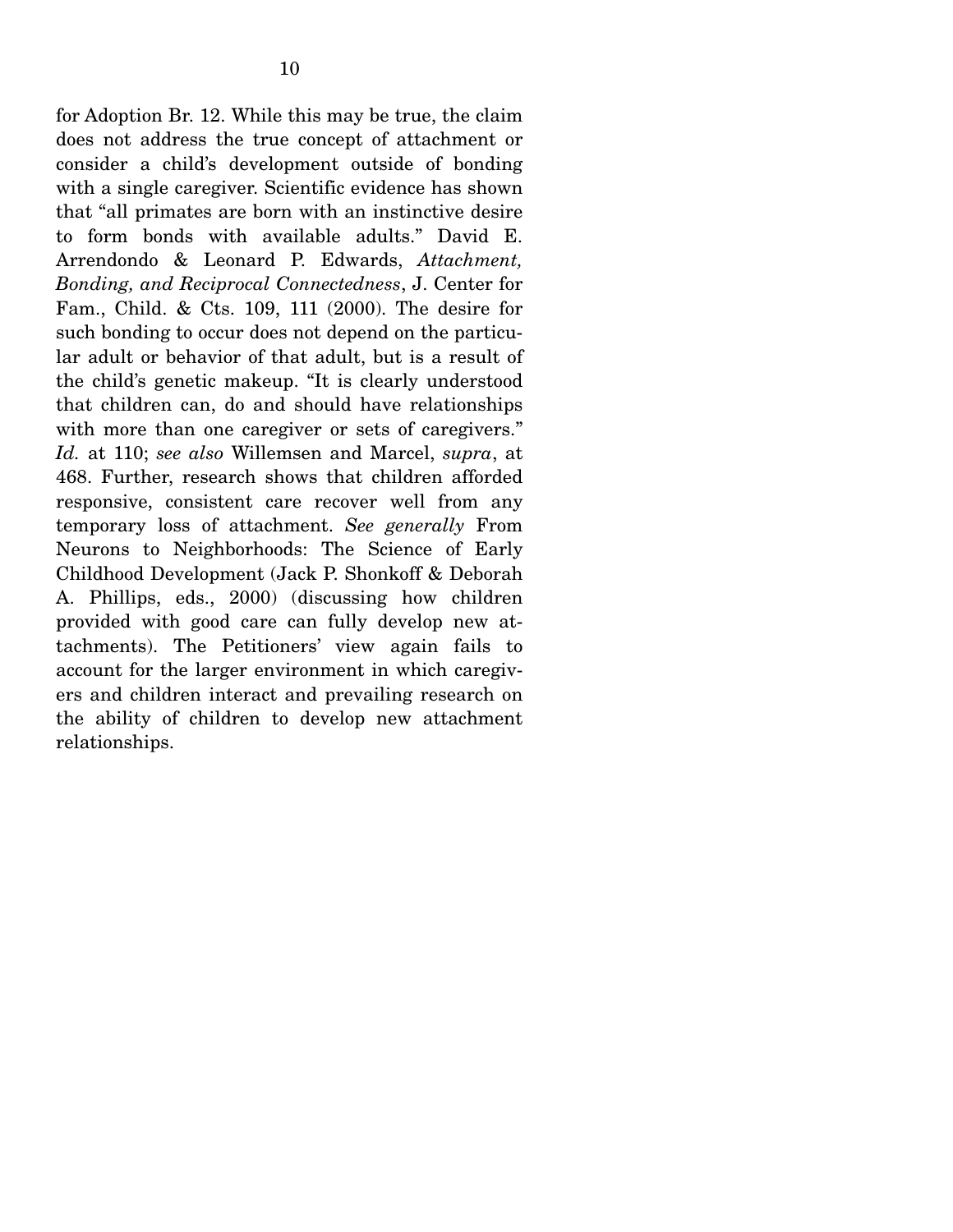for Adoption Br. 12. While this may be true, the claim does not address the true concept of attachment or consider a child's development outside of bonding with a single caregiver. Scientific evidence has shown that "all primates are born with an instinctive desire to form bonds with available adults." David E. Arrendondo & Leonard P. Edwards, *Attachment, Bonding, and Reciprocal Connectedness*, J. Center for Fam., Child. & Cts. 109, 111 (2000). The desire for such bonding to occur does not depend on the particular adult or behavior of that adult, but is a result of the child's genetic makeup. "It is clearly understood that children can, do and should have relationships with more than one caregiver or sets of caregivers." *Id.* at 110; *see also* Willemsen and Marcel, *supra*, at 468. Further, research shows that children afforded responsive, consistent care recover well from any temporary loss of attachment. *See generally* From Neurons to Neighborhoods: The Science of Early Childhood Development (Jack P. Shonkoff & Deborah A. Phillips, eds., 2000) (discussing how children provided with good care can fully develop new attachments). The Petitioners' view again fails to account for the larger environment in which caregivers and children interact and prevailing research on the ability of children to develop new attachment relationships.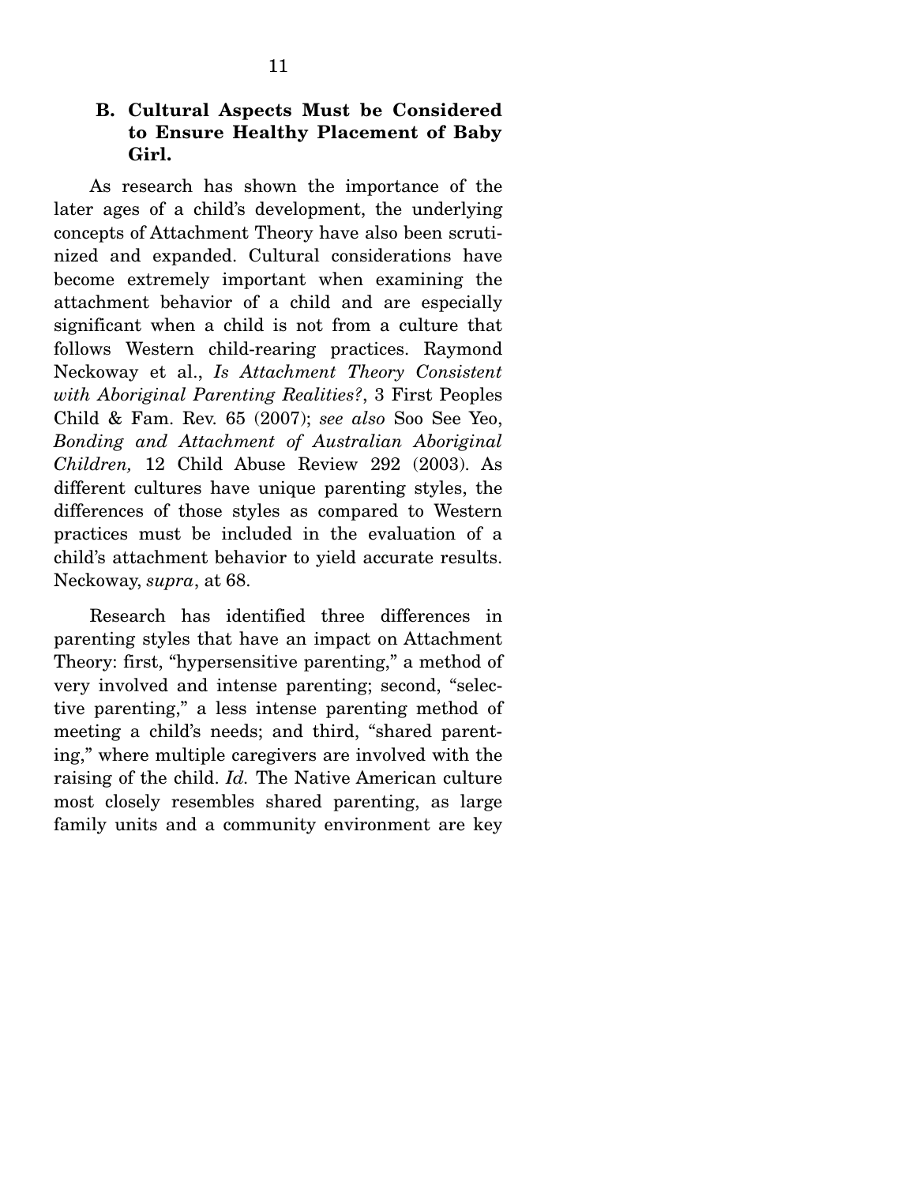### B. Cultural Aspects Must be Considered to Ensure Healthy Placement of Baby Girl.

As research has shown the importance of the later ages of a child's development, the underlying concepts of Attachment Theory have also been scrutinized and expanded. Cultural considerations have become extremely important when examining the attachment behavior of a child and are especially significant when a child is not from a culture that follows Western child-rearing practices. Raymond Neckoway et al., *Is Attachment Theory Consistent with Aboriginal Parenting Realities?*, 3 First Peoples Child & Fam. Rev. 65 (2007); *see also* Soo See Yeo, *Bonding and Attachment of Australian Aboriginal Children,* 12 Child Abuse Review 292 (2003). As different cultures have unique parenting styles, the differences of those styles as compared to Western practices must be included in the evaluation of a child's attachment behavior to yield accurate results. Neckoway, *supra*, at 68.

Research has identified three differences in parenting styles that have an impact on Attachment Theory: first, "hypersensitive parenting," a method of very involved and intense parenting; second, "selective parenting," a less intense parenting method of meeting a child's needs; and third, "shared parenting," where multiple caregivers are involved with the raising of the child. *Id.* The Native American culture most closely resembles shared parenting, as large family units and a community environment are key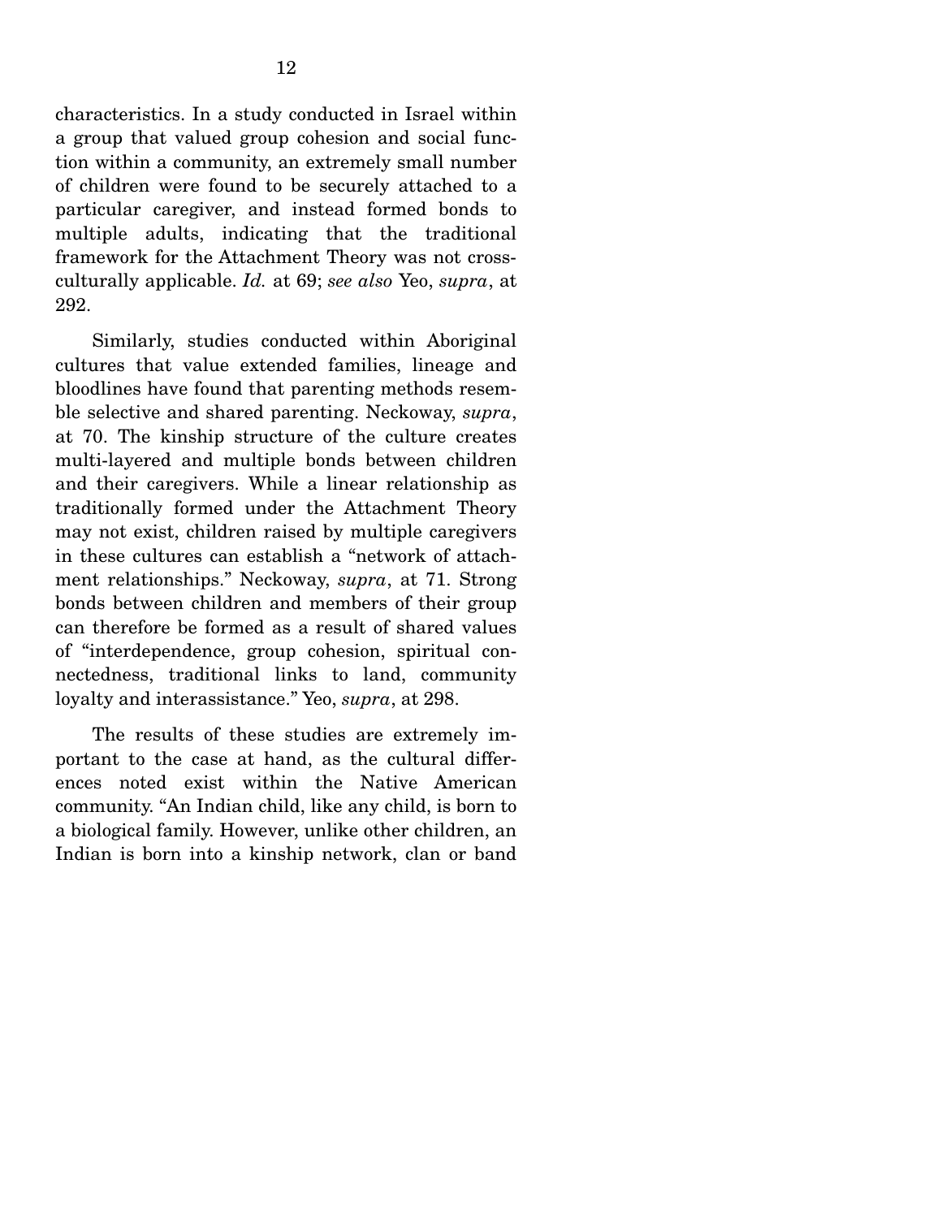characteristics. In a study conducted in Israel within a group that valued group cohesion and social function within a community, an extremely small number of children were found to be securely attached to a particular caregiver, and instead formed bonds to multiple adults, indicating that the traditional framework for the Attachment Theory was not cross-culturally applicable. *Id.* at 69; *see also* Yeo, *supra*, at 292.

Similarly, studies conducted within Aboriginal cultures that value extended families, lineage and bloodlines have found that parenting methods resemble selective and shared parenting. Neckoway, *supra*, at 70. The kinship structure of the culture creates multi-layered and multiple bonds between children and their caregivers. While a linear relationship as traditionally formed under the Attachment Theory may not exist, children raised by multiple caregivers in these cultures can establish a "network of attachment relationships." Neckoway, *supra*, at 71. Strong bonds between children and members of their group can therefore be formed as a result of shared values of "interdependence, group cohesion, spiritual connectedness, traditional links to land, community loyalty and interassistance." Yeo, *supra*, at 298.

The results of these studies are extremely important to the case at hand, as the cultural differences noted exist within the Native American community. "An Indian child, like any child, is born to a biological family. However, unlike other children, an Indian is born into a kinship network, clan or band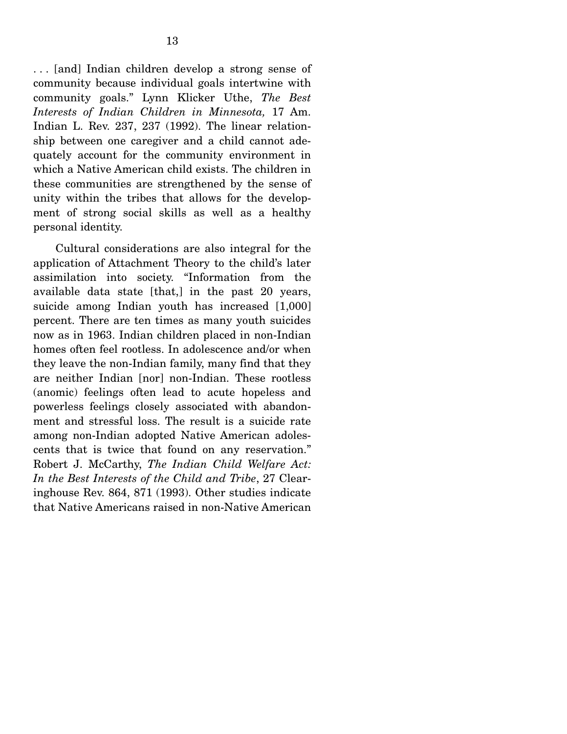. . . [and] Indian children develop a strong sense of community because individual goals intertwine with community goals." Lynn Klicker Uthe, *The Best Interests of Indian Children in Minnesota,* 17 Am. Indian L. Rev. 237, 237 (1992). The linear relationship between one caregiver and a child cannot adequately account for the community environment in which a Native American child exists. The children in these communities are strengthened by the sense of unity within the tribes that allows for the development of strong social skills as well as a healthy personal identity.

Cultural considerations are also integral for the application of Attachment Theory to the child's later assimilation into society. "Information from the available data state [that,] in the past 20 years, suicide among Indian youth has increased [1,000] percent. There are ten times as many youth suicides now as in 1963. Indian children placed in non-Indian homes often feel rootless. In adolescence and/or when they leave the non-Indian family, many find that they are neither Indian [nor] non-Indian. These rootless (anomic) feelings often lead to acute hopeless and powerless feelings closely associated with abandonment and stressful loss. The result is a suicide rate among non-Indian adopted Native American adolescents that is twice that found on any reservation." Robert J. McCarthy, *The Indian Child Welfare Act: In the Best Interests of the Child and Tribe*, 27 Clearinghouse Rev. 864, 871 (1993). Other studies indicate that Native Americans raised in non-Native American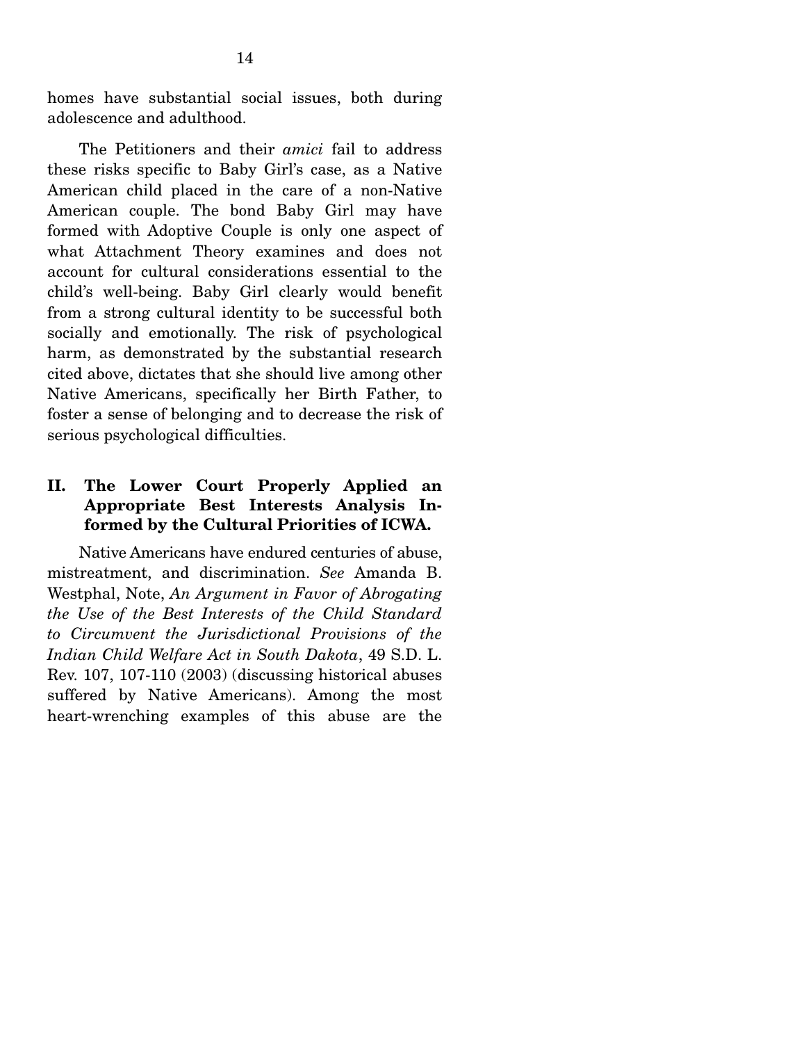homes have substantial social issues, both during adolescence and adulthood.

The Petitioners and their *amici* fail to address these risks specific to Baby Girl's case, as a Native American child placed in the care of a non-Native American couple. The bond Baby Girl may have formed with Adoptive Couple is only one aspect of what Attachment Theory examines and does not account for cultural considerations essential to the child's well-being. Baby Girl clearly would benefit from a strong cultural identity to be successful both socially and emotionally. The risk of psychological harm, as demonstrated by the substantial research cited above, dictates that she should live among other Native Americans, specifically her Birth Father, to foster a sense of belonging and to decrease the risk of serious psychological difficulties.

## II. The Lower Court Properly Applied an Appropriate Best Interests Analysis Informed by the Cultural Priorities of ICWA.

Native Americans have endured centuries of abuse, mistreatment, and discrimination. *See* Amanda B. Westphal, Note, *An Argument in Favor of Abrogating the Use of the Best Interests of the Child Standard to Circumvent the Jurisdictional Provisions of the Indian Child Welfare Act in South Dakota*, 49 S.D. L. Rev. 107, 107-110 (2003) (discussing historical abuses suffered by Native Americans). Among the most heart-wrenching examples of this abuse are the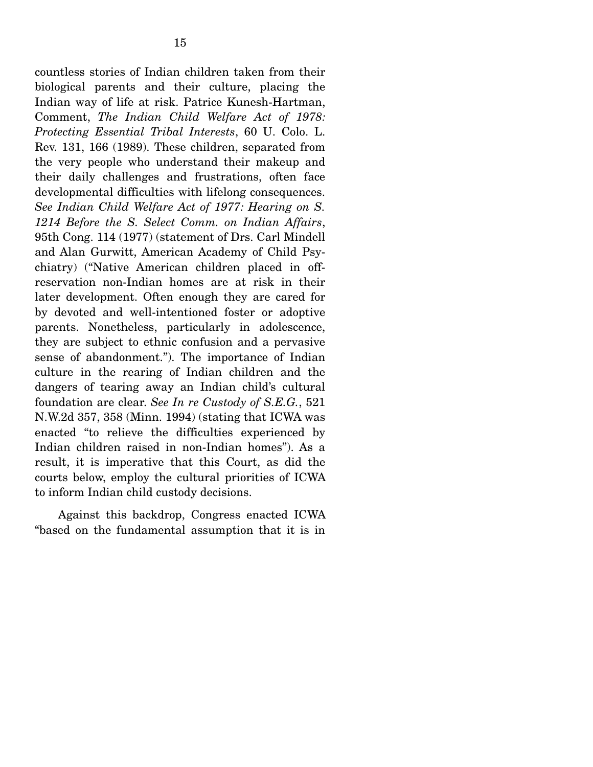countless stories of Indian children taken from their biological parents and their culture, placing the Indian way of life at risk. Patrice Kunesh-Hartman, Comment, *The Indian Child Welfare Act of 1978: Protecting Essential Tribal Interests*, 60 U. Colo. L. Rev. 131, 166 (1989). These children, separated from the very people who understand their makeup and their daily challenges and frustrations, often face developmental difficulties with lifelong consequences. *See Indian Child Welfare Act of 1977: Hearing on S. 1214 Before the S. Select Comm. on Indian Affairs*, 95th Cong. 114 (1977) (statement of Drs. Carl Mindell and Alan Gurwitt, American Academy of Child Psychiatry) ("Native American children placed in off-reservation non-Indian homes are at risk in their later development. Often enough they are cared for by devoted and well-intentioned foster or adoptive parents. Nonetheless, particularly in adolescence, they are subject to ethnic confusion and a pervasive sense of abandonment."). The importance of Indian culture in the rearing of Indian children and the dangers of tearing away an Indian child's cultural foundation are clear. *See In re Custody of S.E.G.*, 521 N.W.2d 357, 358 (Minn. 1994) (stating that ICWA was enacted "to relieve the difficulties experienced by Indian children raised in non-Indian homes"). As a result, it is imperative that this Court, as did the courts below, employ the cultural priorities of ICWA to inform Indian child custody decisions.

Against this backdrop, Congress enacted ICWA "based on the fundamental assumption that it is in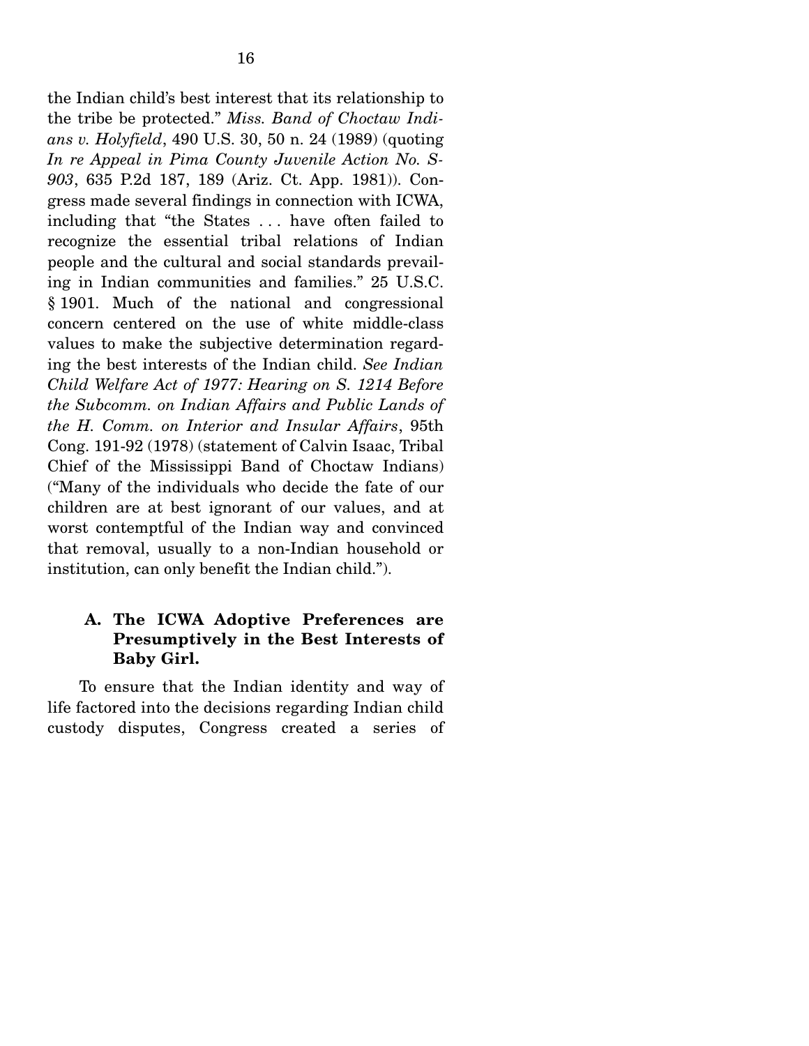the Indian child's best interest that its relationship to the tribe be protected." *Miss. Band of Choctaw Indians v. Holyfield*, 490 U.S. 30, 50 n. 24 (1989) (quoting *In re Appeal in Pima County Juvenile Action No. S-903*, 635 P.2d 187, 189 (Ariz. Ct. App. 1981)). Congress made several findings in connection with ICWA, including that "the States . . . have often failed to recognize the essential tribal relations of Indian people and the cultural and social standards prevailing in Indian communities and families." 25 U.S.C. § 1901. Much of the national and congressional concern centered on the use of white middle-class values to make the subjective determination regarding the best interests of the Indian child. *See Indian Child Welfare Act of 1977: Hearing on S. 1214 Before the Subcomm. on Indian Affairs and Public Lands of the H. Comm. on Interior and Insular Affairs*, 95th Cong. 191-92 (1978) (statement of Calvin Isaac, Tribal Chief of the Mississippi Band of Choctaw Indians) ("Many of the individuals who decide the fate of our children are at best ignorant of our values, and at worst contemptful of the Indian way and convinced that removal, usually to a non-Indian household or institution, can only benefit the Indian child.").

### A. The ICWA Adoptive Preferences are Presumptively in the Best Interests of Baby Girl.

To ensure that the Indian identity and way of life factored into the decisions regarding Indian child custody disputes, Congress created a series of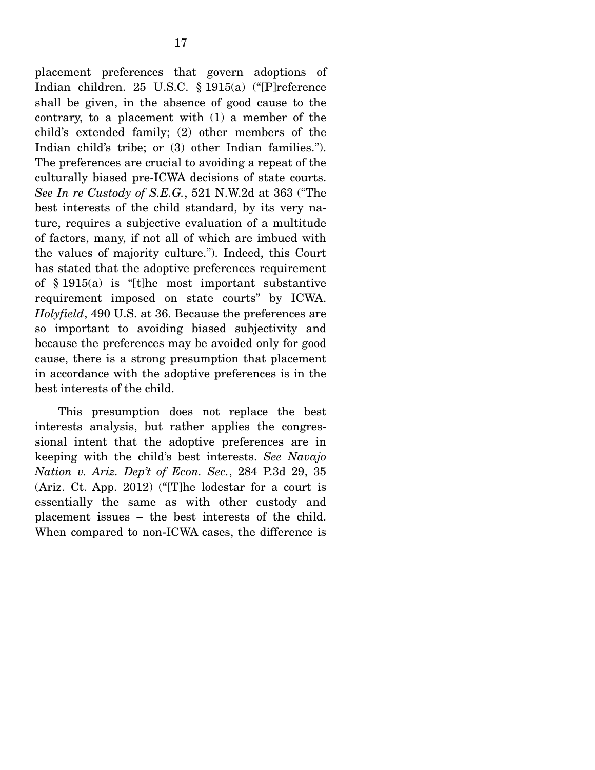placement preferences that govern adoptions of Indian children. 25 U.S.C. § 1915(a) ("[P]reference shall be given, in the absence of good cause to the contrary, to a placement with (1) a member of the child's extended family; (2) other members of the Indian child's tribe; or (3) other Indian families."). The preferences are crucial to avoiding a repeat of the culturally biased pre-ICWA decisions of state courts. *See In re Custody of S.E.G.*, 521 N.W.2d at 363 ("The best interests of the child standard, by its very nature, requires a subjective evaluation of a multitude of factors, many, if not all of which are imbued with the values of majority culture."). Indeed, this Court has stated that the adoptive preferences requirement of § 1915(a) is "[t]he most important substantive requirement imposed on state courts" by ICWA. *Holyfield*, 490 U.S. at 36. Because the preferences are so important to avoiding biased subjectivity and because the preferences may be avoided only for good cause, there is a strong presumption that placement in accordance with the adoptive preferences is in the best interests of the child.

This presumption does not replace the best interests analysis, but rather applies the congressional intent that the adoptive preferences are in keeping with the child's best interests. *See Navajo Nation v. Ariz. Dep't of Econ. Sec.*, 284 P.3d 29, 35 (Ariz. Ct. App. 2012) ("[T]he lodestar for a court is essentially the same as with other custody and placement issues – the best interests of the child. When compared to non-ICWA cases, the difference is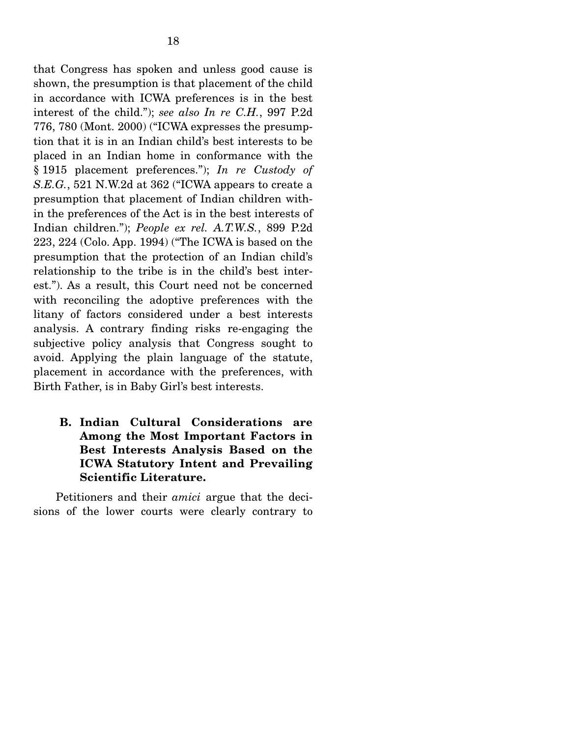that Congress has spoken and unless good cause is shown, the presumption is that placement of the child in accordance with ICWA preferences is in the best interest of the child."); *see also In re C.H.*, 997 P.2d 776, 780 (Mont. 2000) ("ICWA expresses the presumption that it is in an Indian child's best interests to be placed in an Indian home in conformance with the § 1915 placement preferences."); *In re Custody of S.E.G.*, 521 N.W.2d at 362 ("ICWA appears to create a presumption that placement of Indian children within the preferences of the Act is in the best interests of Indian children."); *People ex rel. A.T.W.S.*, 899 P.2d 223, 224 (Colo. App. 1994) ("The ICWA is based on the presumption that the protection of an Indian child's relationship to the tribe is in the child's best interest."). As a result, this Court need not be concerned with reconciling the adoptive preferences with the litany of factors considered under a best interests analysis. A contrary finding risks re-engaging the subjective policy analysis that Congress sought to avoid. Applying the plain language of the statute, placement in accordance with the preferences, with Birth Father, is in Baby Girl's best interests.

### B. Indian Cultural Considerations are Among the Most Important Factors in Best Interests Analysis Based on the ICWA Statutory Intent and Prevailing Scientific Literature.

Petitioners and their *amici* argue that the decisions of the lower courts were clearly contrary to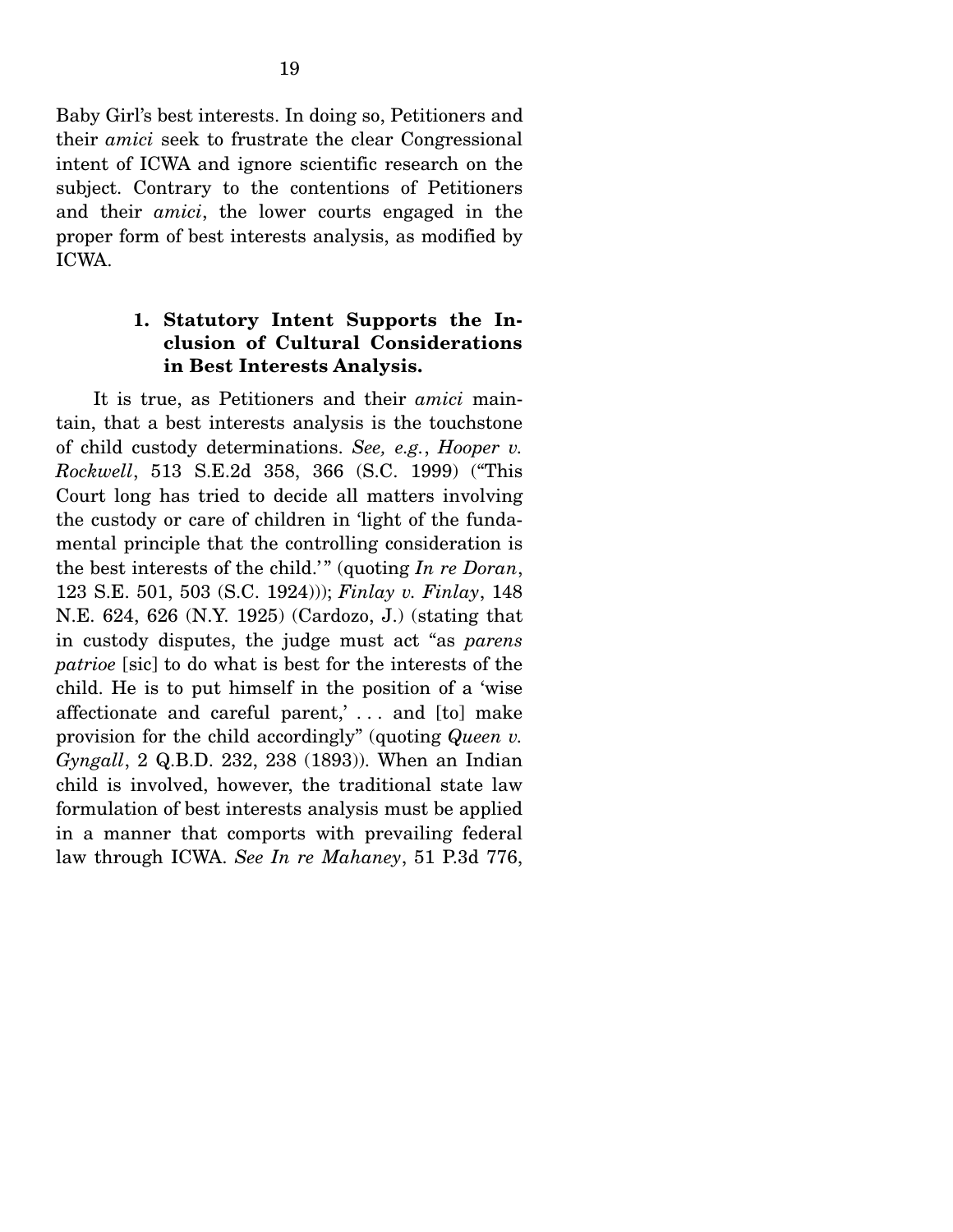Baby Girl's best interests. In doing so, Petitioners and their *amici* seek to frustrate the clear Congressional intent of ICWA and ignore scientific research on the subject. Contrary to the contentions of Petitioners and their *amici*, the lower courts engaged in the proper form of best interests analysis, as modified by ICWA.

### 1. Statutory Intent Supports the Inclusion of Cultural Considerations in Best Interests Analysis.

It is true, as Petitioners and their *amici* maintain, that a best interests analysis is the touchstone of child custody determinations. *See, e.g.*, *Hooper v. Rockwell*, 513 S.E.2d 358, 366 (S.C. 1999) ("This Court long has tried to decide all matters involving the custody or care of children in 'light of the fundamental principle that the controlling consideration is the best interests of the child.'" (quoting *In re Doran*, 123 S.E. 501, 503 (S.C. 1924))); *Finlay v. Finlay*, 148 N.E. 624, 626 (N.Y. 1925) (Cardozo, J.) (stating that in custody disputes, the judge must act "as *parens patrioe* [sic] to do what is best for the interests of the child. He is to put himself in the position of a 'wise affectionate and careful parent,' . . . and [to] make provision for the child accordingly" (quoting *Queen v. Gyngall*, 2 Q.B.D. 232, 238 (1893)). When an Indian child is involved, however, the traditional state law formulation of best interests analysis must be applied in a manner that comports with prevailing federal law through ICWA. *See In re Mahaney*, 51 P.3d 776,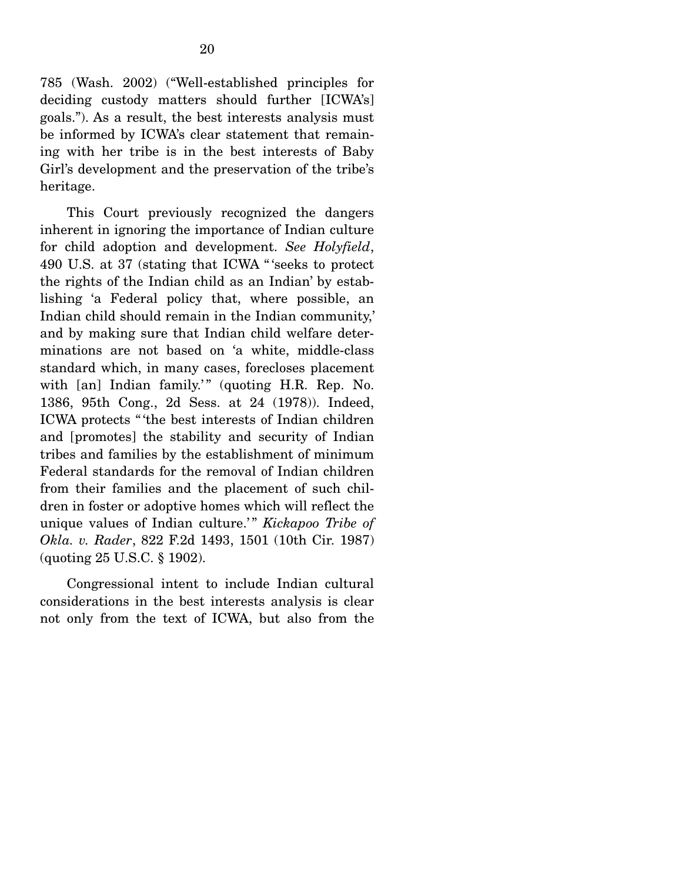785 (Wash. 2002) ("Well-established principles for deciding custody matters should further [ICWA's] goals."). As a result, the best interests analysis must be informed by ICWA's clear statement that remaining with her tribe is in the best interests of Baby Girl's development and the preservation of the tribe's heritage.

This Court previously recognized the dangers inherent in ignoring the importance of Indian culture for child adoption and development. *See Holyfield*, 490 U.S. at 37 (stating that ICWA "'seeks to protect the rights of the Indian child as an Indian' by establishing 'a Federal policy that, where possible, an Indian child should remain in the Indian community,' and by making sure that Indian child welfare determinations are not based on 'a white, middle-class standard which, in many cases, forecloses placement with [an] Indian family.'" (quoting H.R. Rep. No. 1386, 95th Cong., 2d Sess. at 24 (1978)). Indeed, ICWA protects "'the best interests of Indian children and [promotes] the stability and security of Indian tribes and families by the establishment of minimum Federal standards for the removal of Indian children from their families and the placement of such children in foster or adoptive homes which will reflect the unique values of Indian culture.'" *Kickapoo Tribe of Okla. v. Rader*, 822 F.2d 1493, 1501 (10th Cir. 1987) (quoting 25 U.S.C. § 1902).

Congressional intent to include Indian cultural considerations in the best interests analysis is clear not only from the text of ICWA, but also from the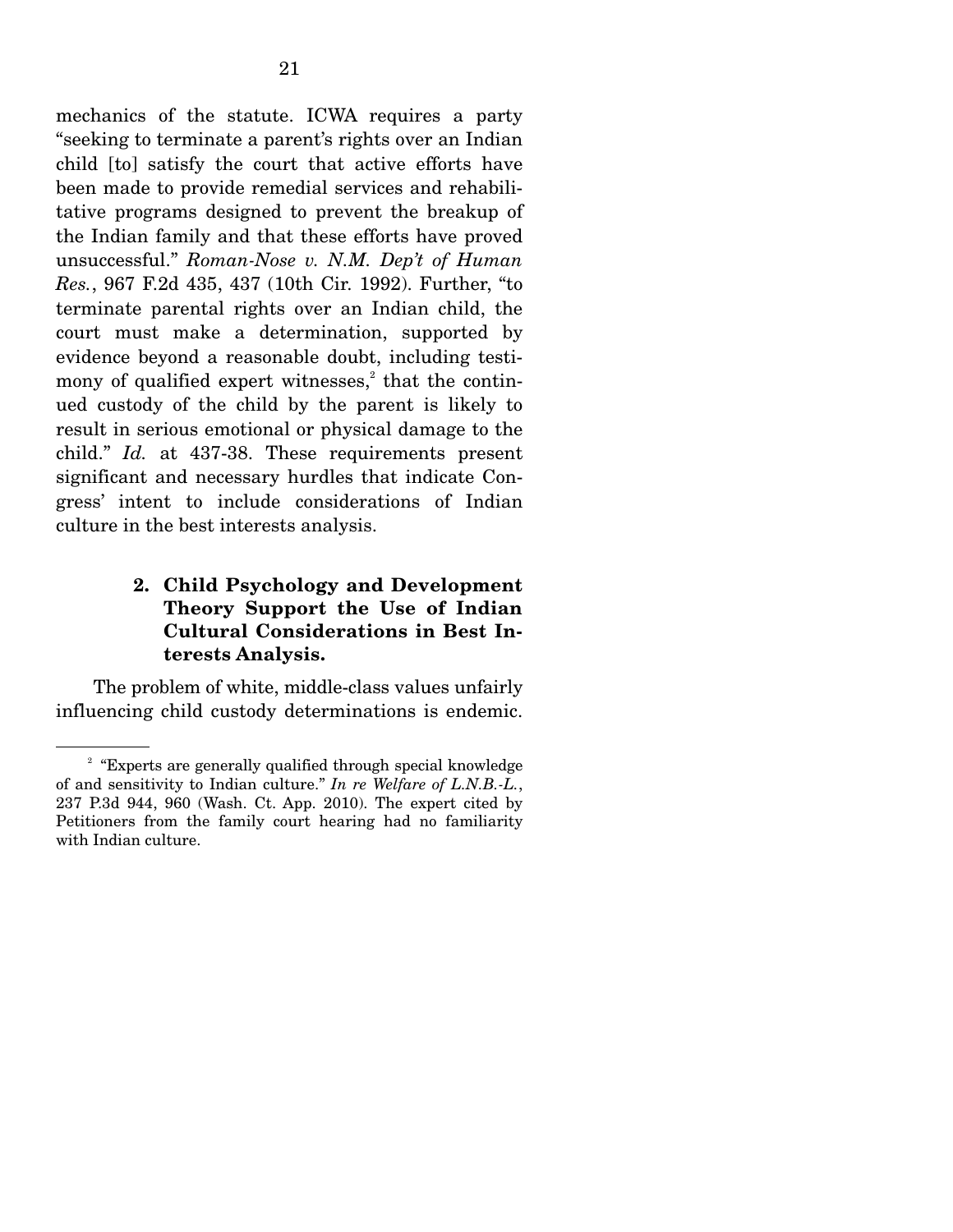mechanics of the statute. ICWA requires a party "seeking to terminate a parent's rights over an Indian child [to] satisfy the court that active efforts have been made to provide remedial services and rehabilitative programs designed to prevent the breakup of the Indian family and that these efforts have proved unsuccessful." *Roman-Nose v. N.M. Dep't of Human Res.*, 967 F.2d 435, 437 (10th Cir. 1992). Further, "to terminate parental rights over an Indian child, the court must make a determination, supported by evidence beyond a reasonable doubt, including testimony of qualified expert witnesses,[2] that the continued custody of the child by the parent is likely to result in serious emotional or physical damage to the child." *Id.* at 437-38. These requirements present significant and necessary hurdles that indicate Congress' intent to include considerations of Indian culture in the best interests analysis.

#### 2. Child Psychology and Development Theory Support the Use of Indian Cultural Considerations in Best Interests Analysis.

The problem of white, middle-class values unfairly influencing child custody determinations is endemic.

---

[2] "Experts are generally qualified through special knowledge of and sensitivity to Indian culture." *In re Welfare of L.N.B.-L.*, 237 P.3d 944, 960 (Wash. Ct. App. 2010). The expert cited by Petitioners from the family court hearing had no familiarity with Indian culture.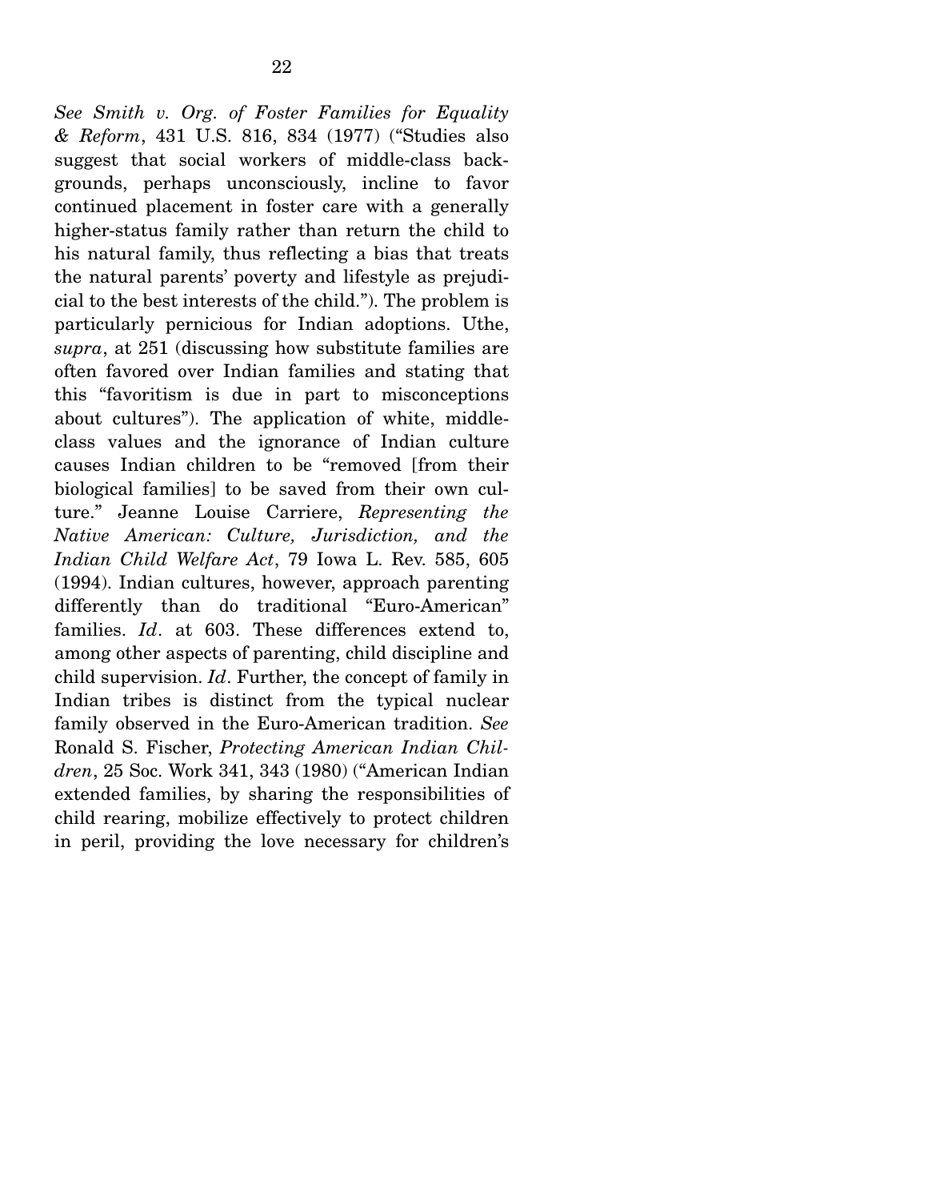*See Smith v. Org. of Foster Families for Equality & Reform*, 431 U.S. 816, 834 (1977) ("Studies also suggest that social workers of middle-class backgrounds, perhaps unconsciously, incline to favor continued placement in foster care with a generally higher-status family rather than return the child to his natural family, thus reflecting a bias that treats the natural parents' poverty and lifestyle as prejudicial to the best interests of the child."). The problem is particularly pernicious for Indian adoptions. Uthe, *supra*, at 251 (discussing how substitute families are often favored over Indian families and stating that this "favoritism is due in part to misconceptions about cultures"). The application of white, middle-class values and the ignorance of Indian culture causes Indian children to be "removed [from their biological families] to be saved from their own culture." Jeanne Louise Carriere, *Representing the Native American: Culture, Jurisdiction, and the Indian Child Welfare Act*, 79 Iowa L. Rev. 585, 605 (1994). Indian cultures, however, approach parenting differently than do traditional "Euro-American" families. *Id*. at 603. These differences extend to, among other aspects of parenting, child discipline and child supervision. *Id*. Further, the concept of family in Indian tribes is distinct from the typical nuclear family observed in the Euro-American tradition. *See* Ronald S. Fischer, *Protecting American Indian Children*, 25 Soc. Work 341, 343 (1980) ("American Indian extended families, by sharing the responsibilities of child rearing, mobilize effectively to protect children in peril, providing the love necessary for children's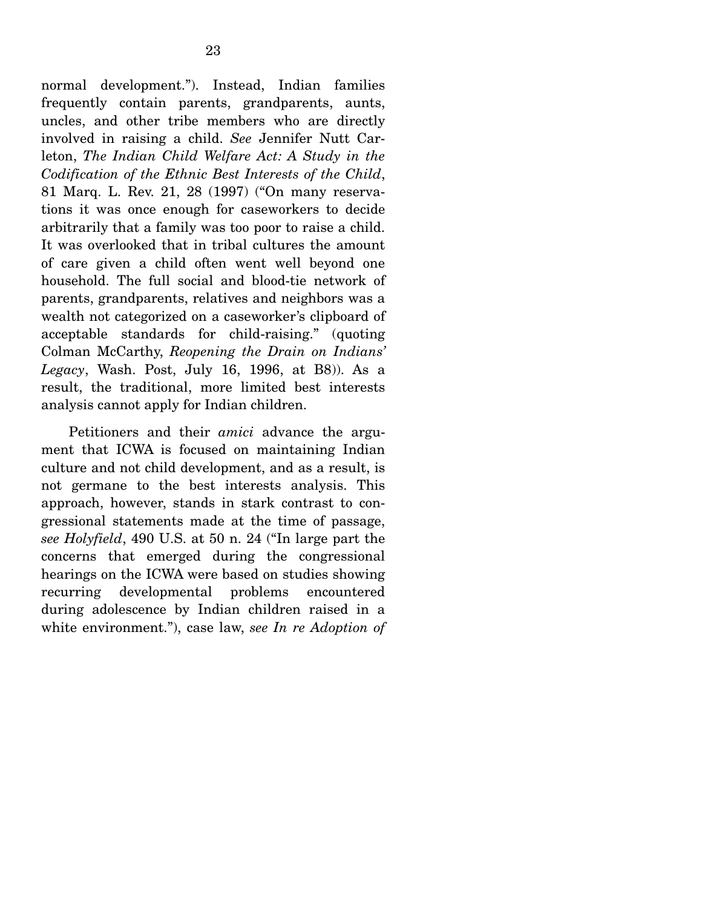normal development."). Instead, Indian families frequently contain parents, grandparents, aunts, uncles, and other tribe members who are directly involved in raising a child. *See* Jennifer Nutt Carleton, *The Indian Child Welfare Act: A Study in the Codification of the Ethnic Best Interests of the Child*, 81 Marq. L. Rev. 21, 28 (1997) ("On many reservations it was once enough for caseworkers to decide arbitrarily that a family was too poor to raise a child. It was overlooked that in tribal cultures the amount of care given a child often went well beyond one household. The full social and blood-tie network of parents, grandparents, relatives and neighbors was a wealth not categorized on a caseworker's clipboard of acceptable standards for child-raising." (quoting Colman McCarthy, *Reopening the Drain on Indians' Legacy*, Wash. Post, July 16, 1996, at B8)). As a result, the traditional, more limited best interests analysis cannot apply for Indian children.

Petitioners and their *amici* advance the argument that ICWA is focused on maintaining Indian culture and not child development, and as a result, is not germane to the best interests analysis. This approach, however, stands in stark contrast to congressional statements made at the time of passage, *see Holyfield*, 490 U.S. at 50 n. 24 ("In large part the concerns that emerged during the congressional hearings on the ICWA were based on studies showing recurring developmental problems encountered during adolescence by Indian children raised in a white environment."), case law, *see In re Adoption of*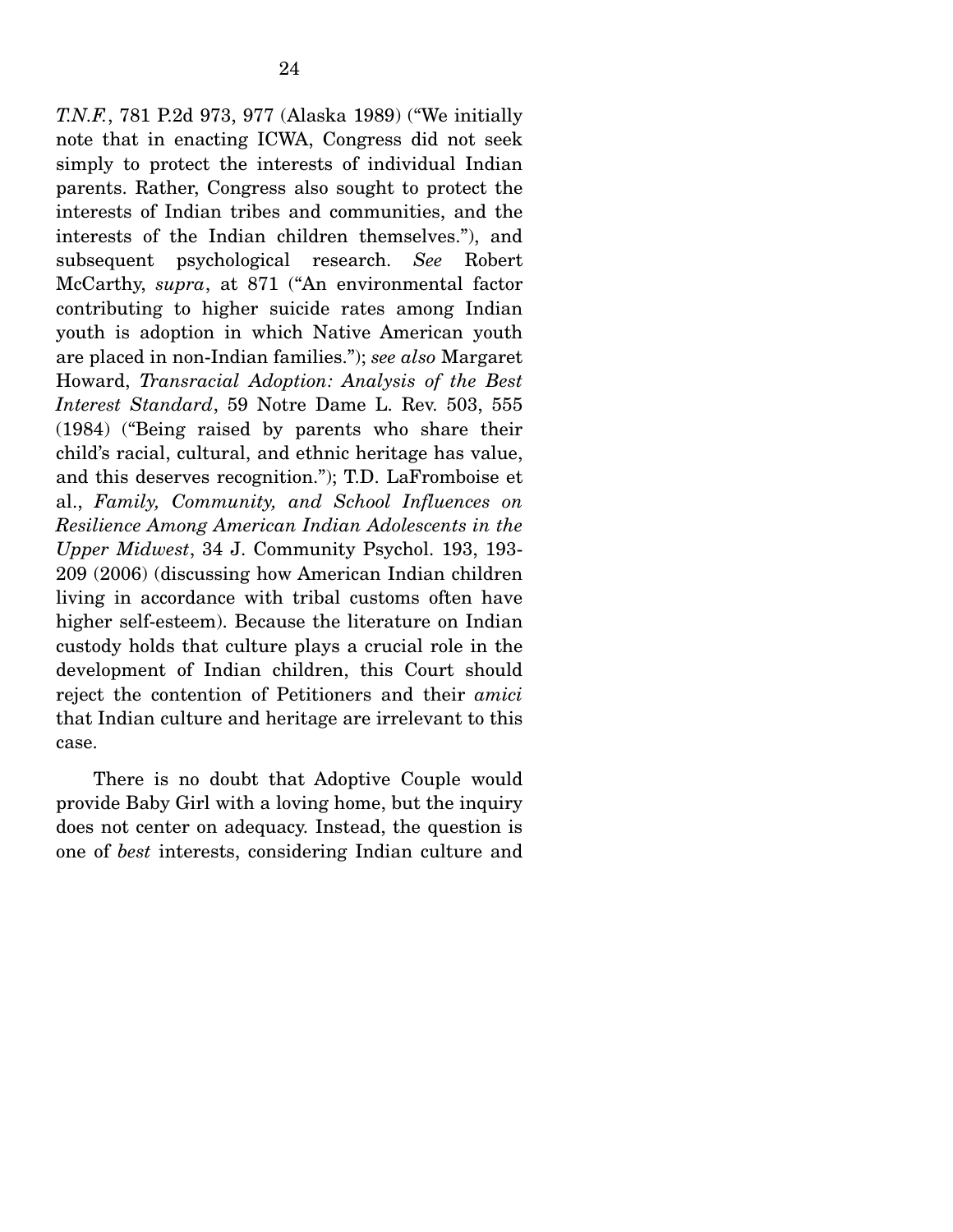*T.N.F.*, 781 P.2d 973, 977 (Alaska 1989) ("We initially note that in enacting ICWA, Congress did not seek simply to protect the interests of individual Indian parents. Rather, Congress also sought to protect the interests of Indian tribes and communities, and the interests of the Indian children themselves."), and subsequent psychological research. *See* Robert McCarthy, *supra*, at 871 ("An environmental factor contributing to higher suicide rates among Indian youth is adoption in which Native American youth are placed in non-Indian families."); *see also* Margaret Howard, *Transracial Adoption: Analysis of the Best Interest Standard*, 59 Notre Dame L. Rev. 503, 555 (1984) ("Being raised by parents who share their child's racial, cultural, and ethnic heritage has value, and this deserves recognition."); T.D. LaFromboise et al., *Family, Community, and School Influences on Resilience Among American Indian Adolescents in the Upper Midwest*, 34 J. Community Psychol. 193, 193-209 (2006) (discussing how American Indian children living in accordance with tribal customs often have higher self-esteem). Because the literature on Indian custody holds that culture plays a crucial role in the development of Indian children, this Court should reject the contention of Petitioners and their *amici* that Indian culture and heritage are irrelevant to this case.

There is no doubt that Adoptive Couple would provide Baby Girl with a loving home, but the inquiry does not center on adequacy. Instead, the question is one of *best* interests, considering Indian culture and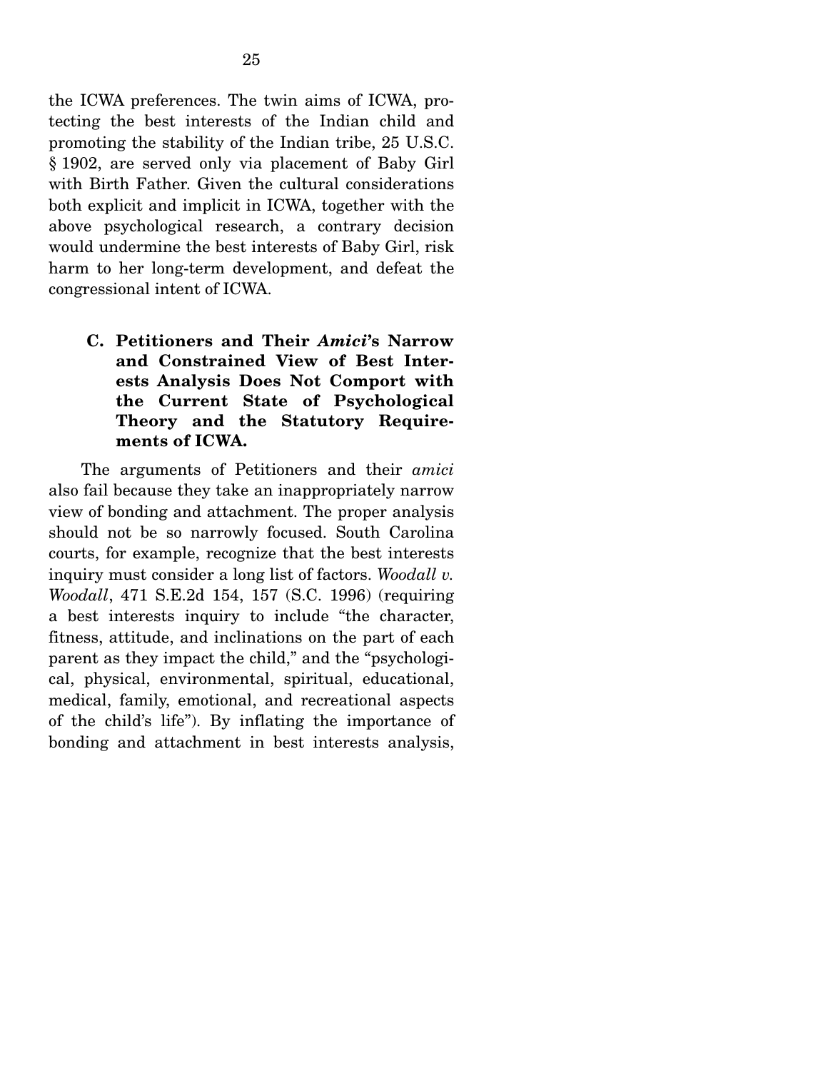the ICWA preferences. The twin aims of ICWA, protecting the best interests of the Indian child and promoting the stability of the Indian tribe, 25 U.S.C. § 1902, are served only via placement of Baby Girl with Birth Father. Given the cultural considerations both explicit and implicit in ICWA, together with the above psychological research, a contrary decision would undermine the best interests of Baby Girl, risk harm to her long-term development, and defeat the congressional intent of ICWA.

### C. Petitioners and Their *Amici*'s Narrow and Constrained View of Best Interests Analysis Does Not Comport with the Current State of Psychological Theory and the Statutory Requirements of ICWA.

The arguments of Petitioners and their *amici* also fail because they take an inappropriately narrow view of bonding and attachment. The proper analysis should not be so narrowly focused. South Carolina courts, for example, recognize that the best interests inquiry must consider a long list of factors. *Woodall v. Woodall*, 471 S.E.2d 154, 157 (S.C. 1996) (requiring a best interests inquiry to include "the character, fitness, attitude, and inclinations on the part of each parent as they impact the child," and the "psychological, physical, environmental, spiritual, educational, medical, family, emotional, and recreational aspects of the child's life"). By inflating the importance of bonding and attachment in best interests analysis,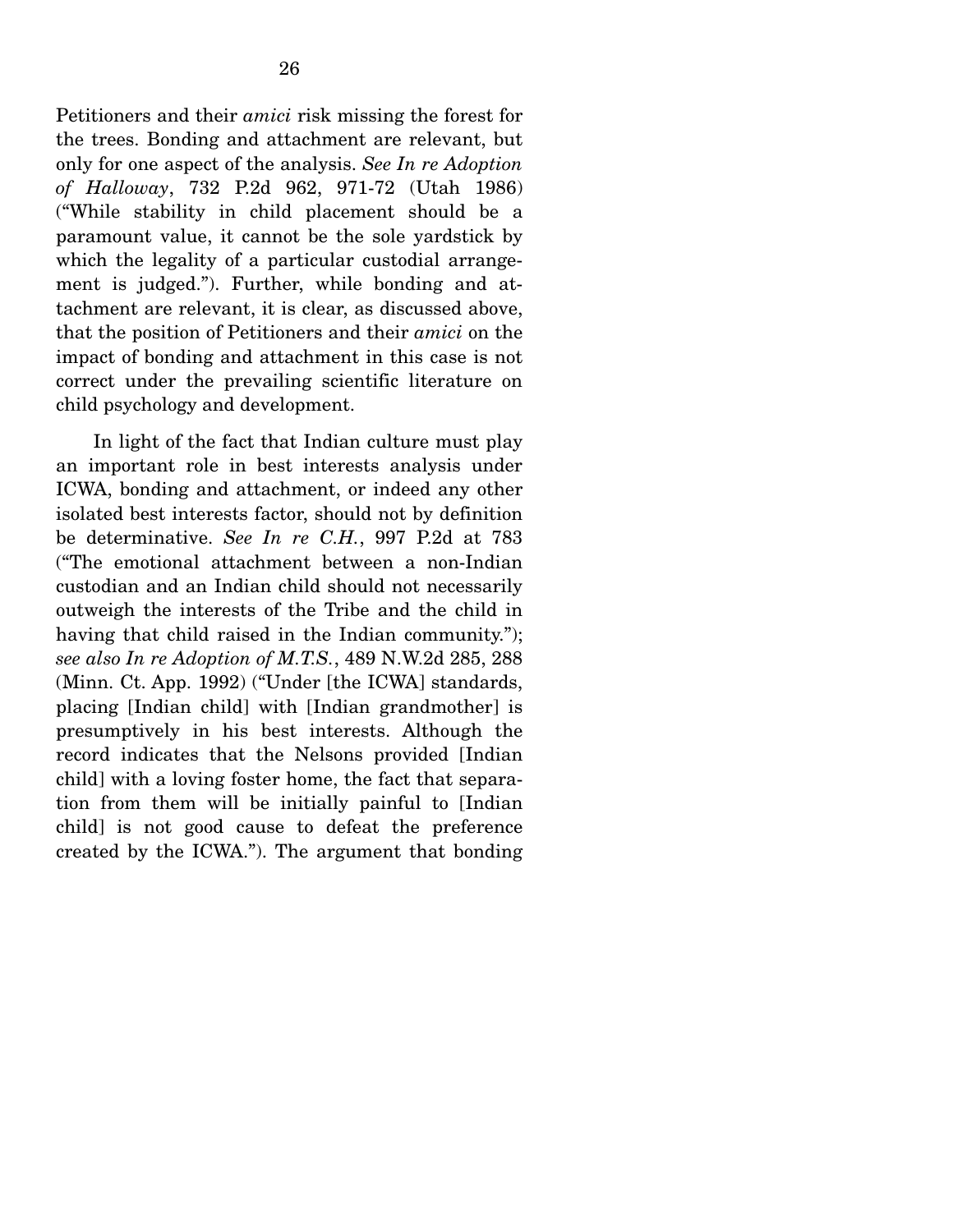Petitioners and their *amici* risk missing the forest for the trees. Bonding and attachment are relevant, but only for one aspect of the analysis. *See In re Adoption of Halloway*, 732 P.2d 962, 971-72 (Utah 1986) ("While stability in child placement should be a paramount value, it cannot be the sole yardstick by which the legality of a particular custodial arrangement is judged."). Further, while bonding and attachment are relevant, it is clear, as discussed above, that the position of Petitioners and their *amici* on the impact of bonding and attachment in this case is not correct under the prevailing scientific literature on child psychology and development.

In light of the fact that Indian culture must play an important role in best interests analysis under ICWA, bonding and attachment, or indeed any other isolated best interests factor, should not by definition be determinative. *See In re C.H.*, 997 P.2d at 783 ("The emotional attachment between a non-Indian custodian and an Indian child should not necessarily outweigh the interests of the Tribe and the child in having that child raised in the Indian community."); *see also In re Adoption of M.T.S.*, 489 N.W.2d 285, 288 (Minn. Ct. App. 1992) ("Under [the ICWA] standards, placing [Indian child] with [Indian grandmother] is presumptively in his best interests. Although the record indicates that the Nelsons provided [Indian child] with a loving foster home, the fact that separation from them will be initially painful to [Indian child] is not good cause to defeat the preference created by the ICWA."). The argument that bonding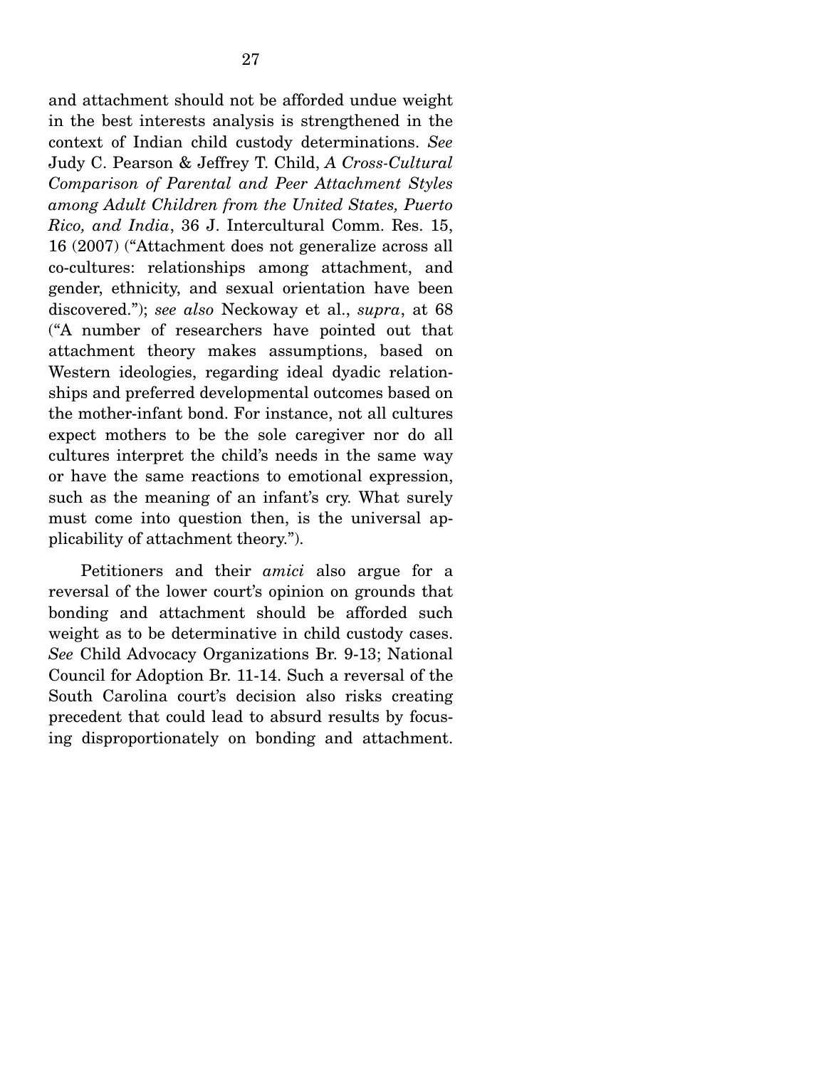and attachment should not be afforded undue weight in the best interests analysis is strengthened in the context of Indian child custody determinations. *See* Judy C. Pearson & Jeffrey T. Child, *A Cross-Cultural Comparison of Parental and Peer Attachment Styles among Adult Children from the United States, Puerto Rico, and India*, 36 J. Intercultural Comm. Res. 15, 16 (2007) ("Attachment does not generalize across all co-cultures: relationships among attachment, and gender, ethnicity, and sexual orientation have been discovered."); *see also* Neckoway et al., *supra*, at 68 ("A number of researchers have pointed out that attachment theory makes assumptions, based on Western ideologies, regarding ideal dyadic relationships and preferred developmental outcomes based on the mother-infant bond. For instance, not all cultures expect mothers to be the sole caregiver nor do all cultures interpret the child's needs in the same way or have the same reactions to emotional expression, such as the meaning of an infant's cry. What surely must come into question then, is the universal applicability of attachment theory.").

Petitioners and their *amici* also argue for a reversal of the lower court's opinion on grounds that bonding and attachment should be afforded such weight as to be determinative in child custody cases. *See* Child Advocacy Organizations Br. 9-13; National Council for Adoption Br. 11-14. Such a reversal of the South Carolina court's decision also risks creating precedent that could lead to absurd results by focusing disproportionately on bonding and attachment.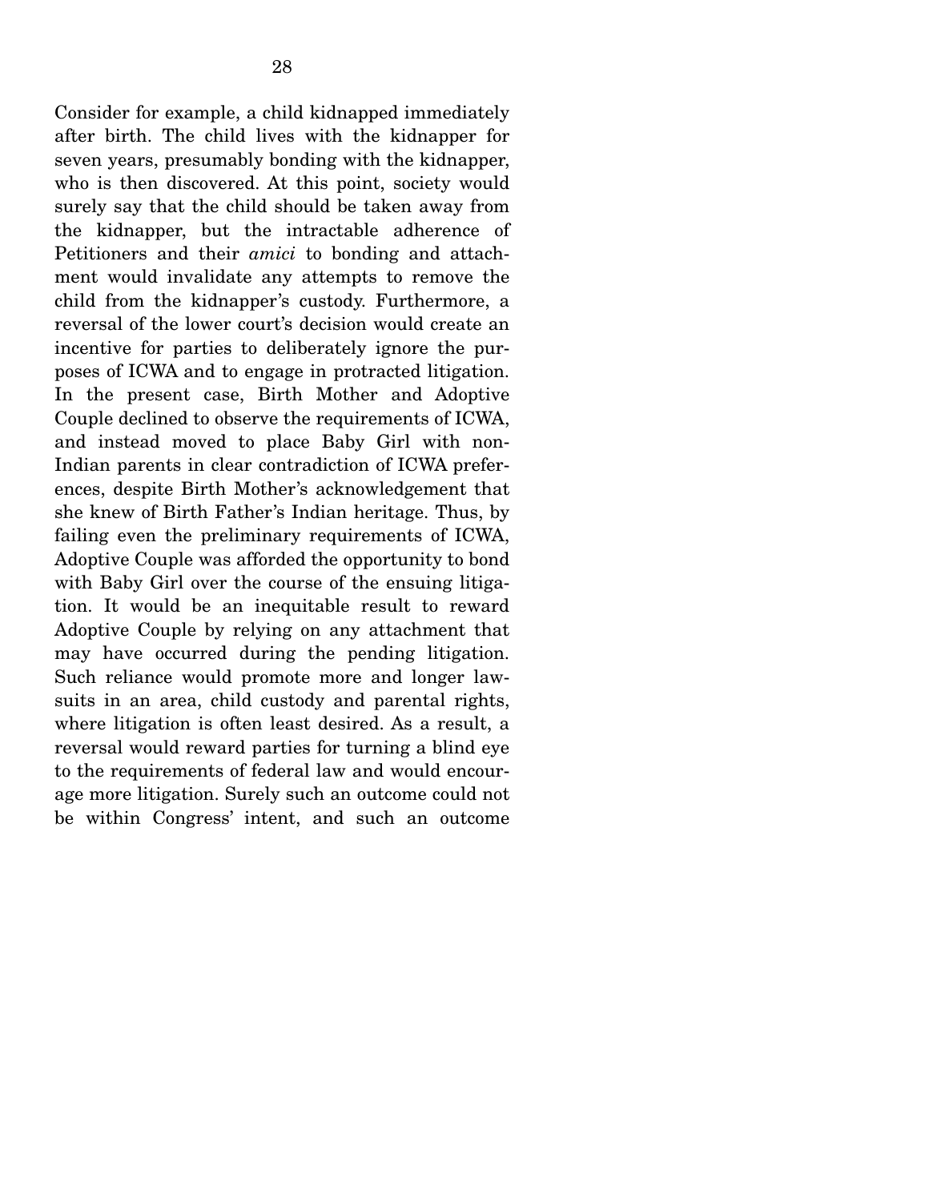Consider for example, a child kidnapped immediately after birth. The child lives with the kidnapper for seven years, presumably bonding with the kidnapper, who is then discovered. At this point, society would surely say that the child should be taken away from the kidnapper, but the intractable adherence of Petitioners and their *amici* to bonding and attachment would invalidate any attempts to remove the child from the kidnapper's custody. Furthermore, a reversal of the lower court's decision would create an incentive for parties to deliberately ignore the purposes of ICWA and to engage in protracted litigation. In the present case, Birth Mother and Adoptive Couple declined to observe the requirements of ICWA, and instead moved to place Baby Girl with non-Indian parents in clear contradiction of ICWA preferences, despite Birth Mother's acknowledgement that she knew of Birth Father's Indian heritage. Thus, by failing even the preliminary requirements of ICWA, Adoptive Couple was afforded the opportunity to bond with Baby Girl over the course of the ensuing litigation. It would be an inequitable result to reward Adoptive Couple by relying on any attachment that may have occurred during the pending litigation. Such reliance would promote more and longer lawsuits in an area, child custody and parental rights, where litigation is often least desired. As a result, a reversal would reward parties for turning a blind eye to the requirements of federal law and would encourage more litigation. Surely such an outcome could not be within Congress' intent, and such an outcome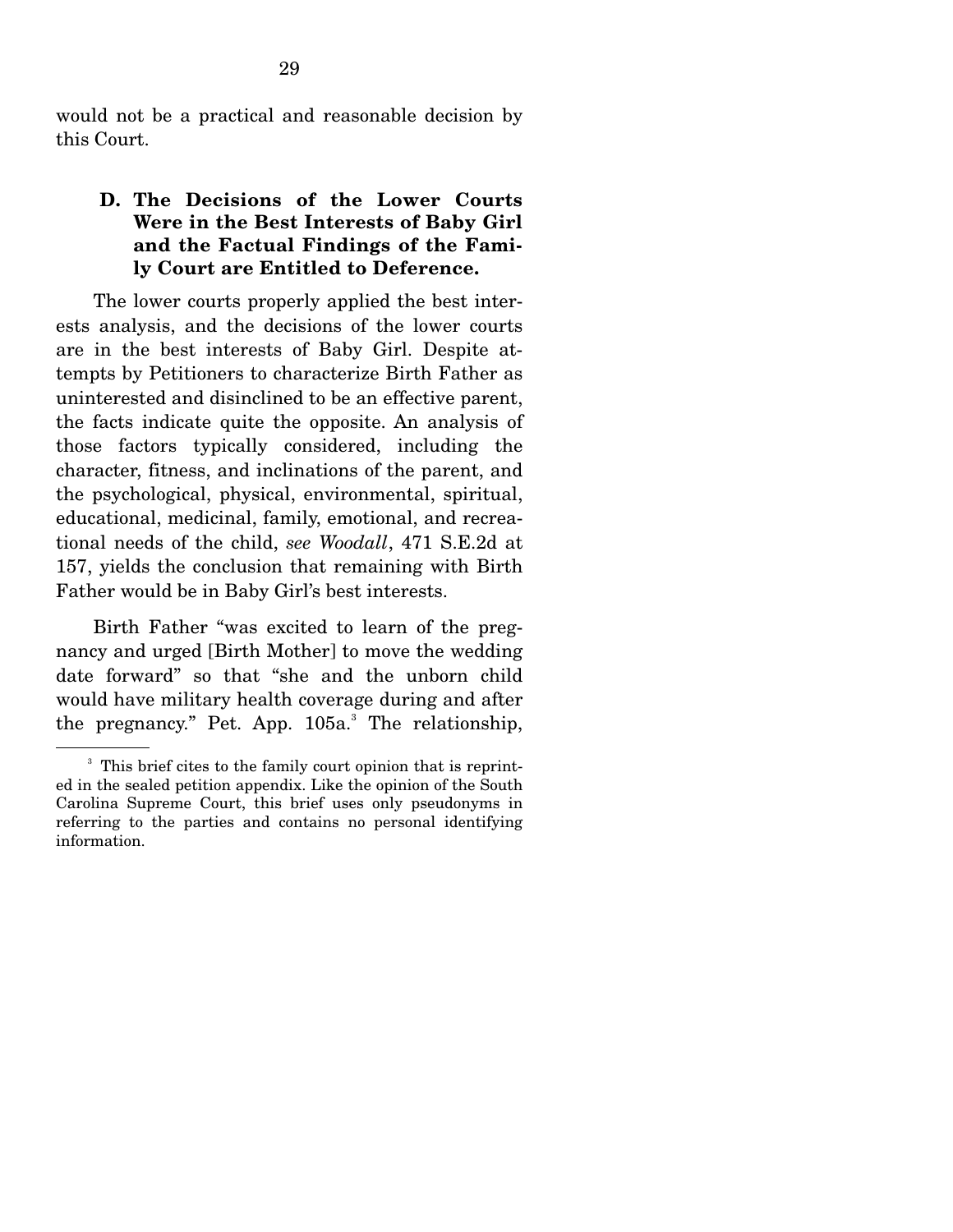would not be a practical and reasonable decision by this Court.

### D. The Decisions of the Lower Courts Were in the Best Interests of Baby Girl and the Factual Findings of the Family Court are Entitled to Deference.

The lower courts properly applied the best interests analysis, and the decisions of the lower courts are in the best interests of Baby Girl. Despite attempts by Petitioners to characterize Birth Father as uninterested and disinclined to be an effective parent, the facts indicate quite the opposite. An analysis of those factors typically considered, including the character, fitness, and inclinations of the parent, and the psychological, physical, environmental, spiritual, educational, medicinal, family, emotional, and recreational needs of the child, *see Woodall*, 471 S.E.2d at 157, yields the conclusion that remaining with Birth Father would be in Baby Girl's best interests.

Birth Father "was excited to learn of the pregnancy and urged [Birth Mother] to move the wedding date forward" so that "she and the unborn child would have military health coverage during and after the pregnancy." Pet. App. 105a.[3] The relationship,

---

[3] This brief cites to the family court opinion that is reprinted in the sealed petition appendix. Like the opinion of the South Carolina Supreme Court, this brief uses only pseudonyms in referring to the parties and contains no personal identifying information.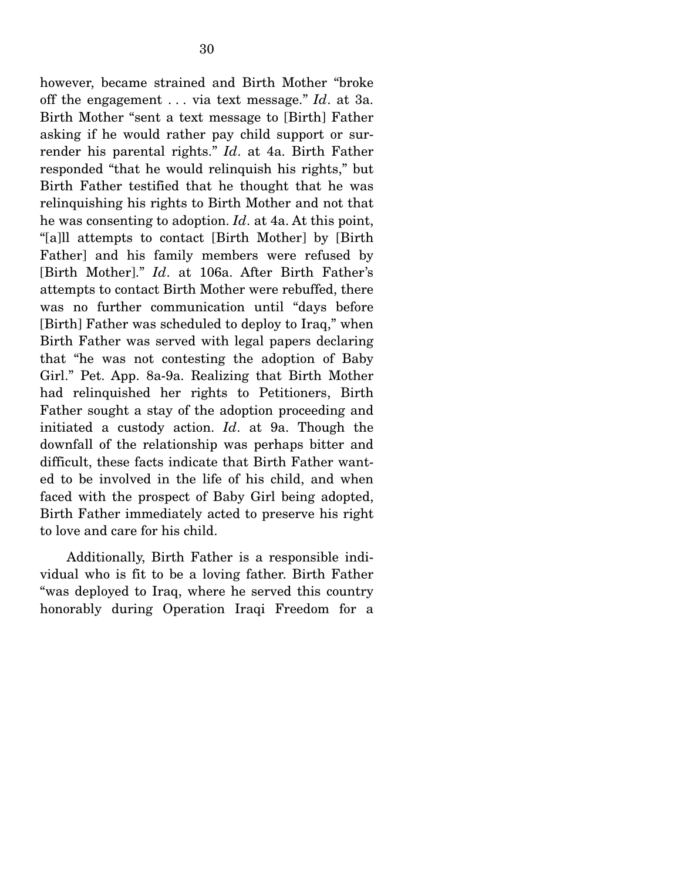however, became strained and Birth Mother "broke off the engagement . . . via text message." *Id*. at 3a. Birth Mother "sent a text message to [Birth] Father asking if he would rather pay child support or surrender his parental rights." *Id*. at 4a. Birth Father responded "that he would relinquish his rights," but Birth Father testified that he thought that he was relinquishing his rights to Birth Mother and not that he was consenting to adoption. *Id*. at 4a. At this point, "[a]ll attempts to contact [Birth Mother] by [Birth Father] and his family members were refused by [Birth Mother]." *Id*. at 106a. After Birth Father's attempts to contact Birth Mother were rebuffed, there was no further communication until "days before [Birth] Father was scheduled to deploy to Iraq," when Birth Father was served with legal papers declaring that "he was not contesting the adoption of Baby Girl." Pet. App. 8a-9a. Realizing that Birth Mother had relinquished her rights to Petitioners, Birth Father sought a stay of the adoption proceeding and initiated a custody action. *Id*. at 9a. Though the downfall of the relationship was perhaps bitter and difficult, these facts indicate that Birth Father wanted to be involved in the life of his child, and when faced with the prospect of Baby Girl being adopted, Birth Father immediately acted to preserve his right to love and care for his child.

Additionally, Birth Father is a responsible individual who is fit to be a loving father. Birth Father "was deployed to Iraq, where he served this country honorably during Operation Iraqi Freedom for a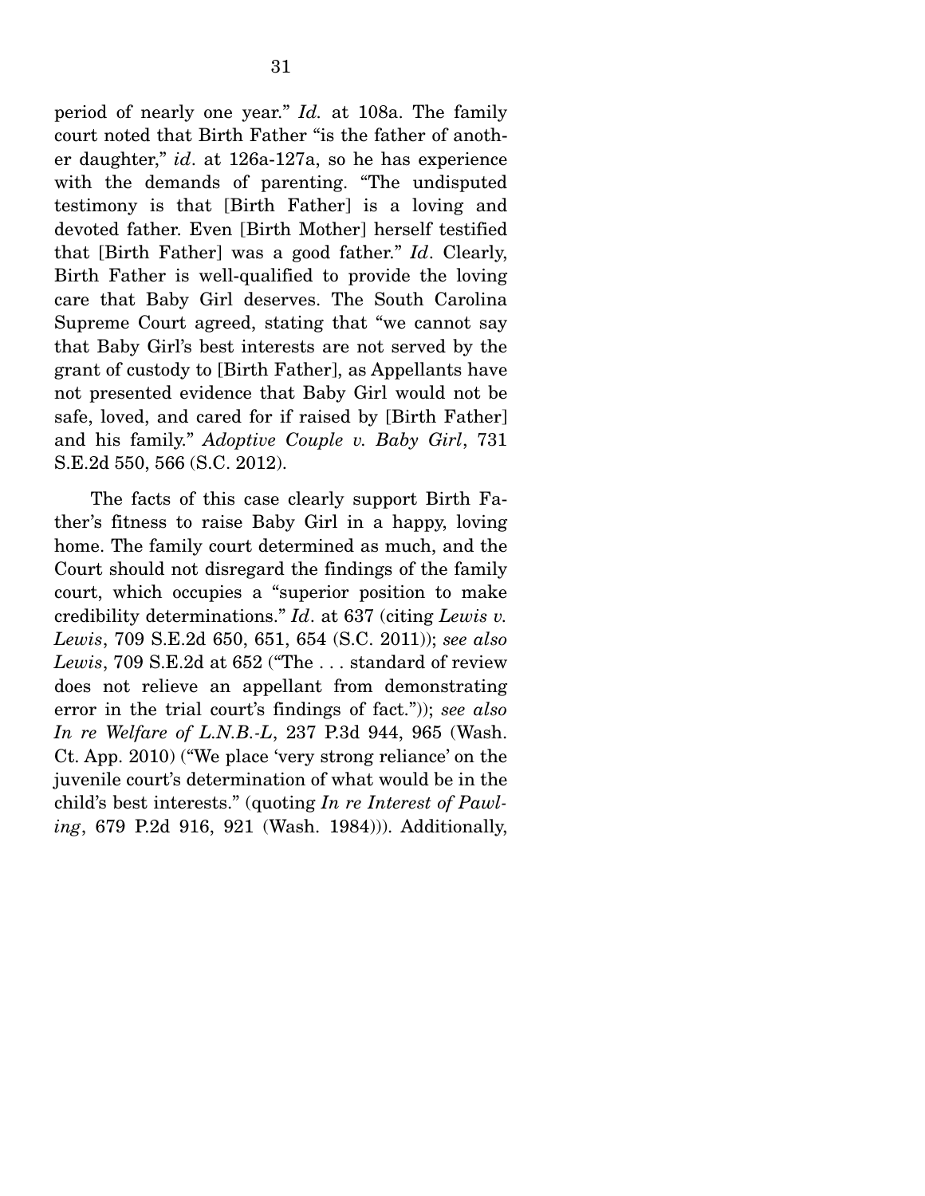period of nearly one year." *Id.* at 108a. The family court noted that Birth Father "is the father of another daughter," *id*. at 126a-127a, so he has experience with the demands of parenting. "The undisputed testimony is that [Birth Father] is a loving and devoted father. Even [Birth Mother] herself testified that [Birth Father] was a good father." *Id*. Clearly, Birth Father is well-qualified to provide the loving care that Baby Girl deserves. The South Carolina Supreme Court agreed, stating that "we cannot say that Baby Girl's best interests are not served by the grant of custody to [Birth Father], as Appellants have not presented evidence that Baby Girl would not be safe, loved, and cared for if raised by [Birth Father] and his family." *Adoptive Couple v. Baby Girl*, 731 S.E.2d 550, 566 (S.C. 2012).

The facts of this case clearly support Birth Father's fitness to raise Baby Girl in a happy, loving home. The family court determined as much, and the Court should not disregard the findings of the family court, which occupies a "superior position to make credibility determinations." *Id*. at 637 (citing *Lewis v. Lewis*, 709 S.E.2d 650, 651, 654 (S.C. 2011)); *see also Lewis*, 709 S.E.2d at 652 ("The . . . standard of review does not relieve an appellant from demonstrating error in the trial court's findings of fact.")); *see also In re Welfare of L.N.B.-L*, 237 P.3d 944, 965 (Wash. Ct. App. 2010) ("We place 'very strong reliance' on the juvenile court's determination of what would be in the child's best interests." (quoting *In re Interest of Pawling*, 679 P.2d 916, 921 (Wash. 1984))). Additionally,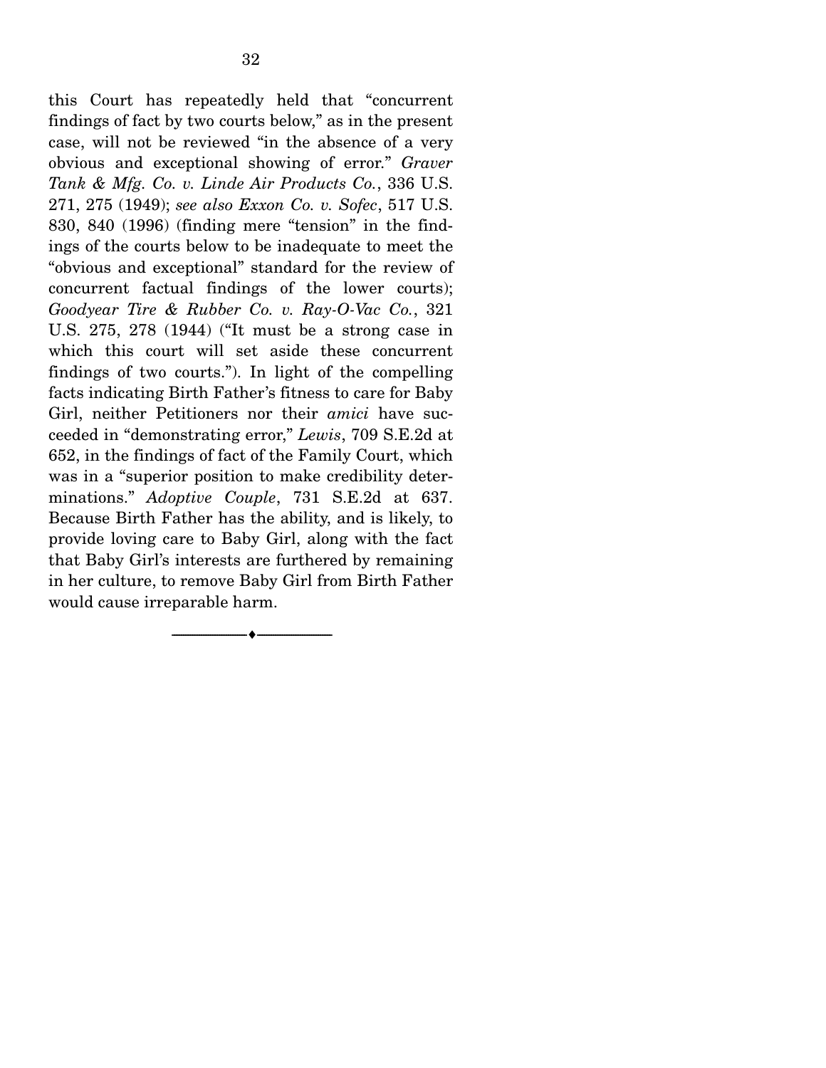this Court has repeatedly held that "concurrent findings of fact by two courts below," as in the present case, will not be reviewed "in the absence of a very obvious and exceptional showing of error." *Graver Tank & Mfg. Co. v. Linde Air Products Co.*, 336 U.S. 271, 275 (1949); *see also Exxon Co. v. Sofec*, 517 U.S. 830, 840 (1996) (finding mere "tension" in the findings of the courts below to be inadequate to meet the "obvious and exceptional" standard for the review of concurrent factual findings of the lower courts); *Goodyear Tire & Rubber Co. v. Ray-O-Vac Co.*, 321 U.S. 275, 278 (1944) ("It must be a strong case in which this court will set aside these concurrent findings of two courts."). In light of the compelling facts indicating Birth Father's fitness to care for Baby Girl, neither Petitioners nor their *amici* have succeeded in "demonstrating error," *Lewis*, 709 S.E.2d at 652, in the findings of fact of the Family Court, which was in a "superior position to make credibility determinations." *Adoptive Couple*, 731 S.E.2d at 637. Because Birth Father has the ability, and is likely, to provide loving care to Baby Girl, along with the fact that Baby Girl's interests are furthered by remaining in her culture, to remove Baby Girl from Birth Father would cause irreparable harm.

---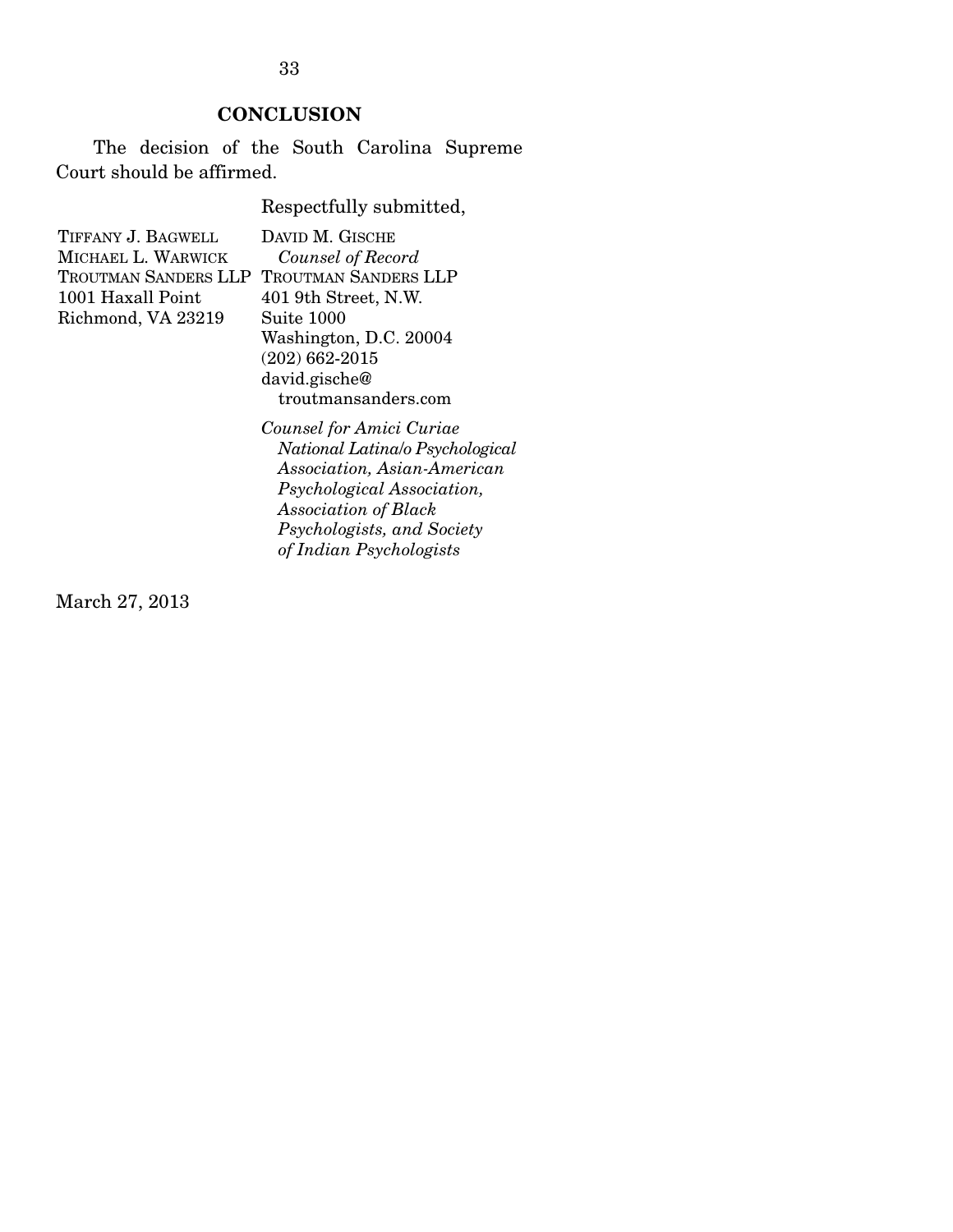## CONCLUSION

The decision of the South Carolina Supreme Court should be affirmed.

Respectfully submitted,

DAVID M. GISCHE
*Counsel of Record*
TROUTMAN SANDERS LLP
401 9th Street, N.W.
Suite 1000
Washington, D.C. 20004
(202) 662-2015
david.gische@
troutmansanders.com

TIFFANY J. BAGWELL
MICHAEL L. WARWICK
TROUTMAN SANDERS LLP
1001 Haxall Point
Richmond, VA 23219

*Counsel for Amici Curiae National Latina/o Psychological Association, Asian-American Psychological Association, Association of Black Psychologists, and Society of Indian Psychologists*

March 27, 2013